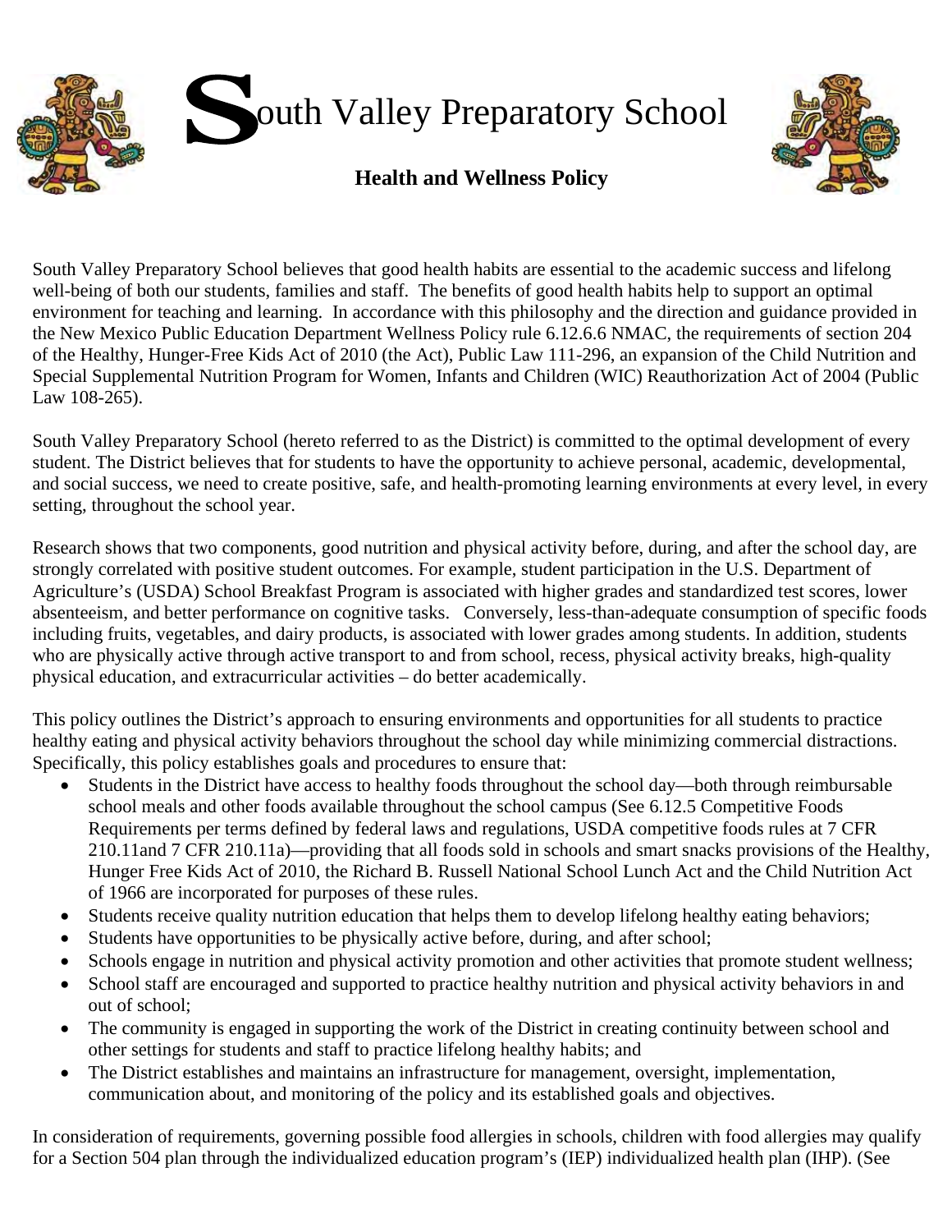# South Valley Preparatory School

## Health and Wellness Policy

South Valley Preparatory School believes that good health habits are essential to the academic success and lifelong well-being of both our students, families and staff. The benefits of good health habits help to support an optimal environment for teaching and learning. In accordance with this philosophy and the direction and guidance provided in the New Mexico Public Education Department Wellness Policy rule 6.12.6.6 NMAC, the requirements of section 204 of the Healthy, Hunger-Free Kids Act of 2010 (the Act), Public Law 111-296, an expansion of the Child Nutrition and Special Supplemental Nutrition Program for Women, Infants and Children (WIC) Reauthorization Act of 2004 (Public Law 108-265).

South Valley Preparatory School (hereto referred to as the District) is committed to the optimal development of every student. The District believes that for students to have the opportunity to achieve personal, academic, developmental, and social success, we need to create positive, safe, and health-promoting learning environments at every level, in every setting, throughout the school year.

Research shows that two components, good nutrition and physical activity before, during, and after the school day, are strongly correlated with positive student outcomes. For example, student participation in the U.S. Department of Agriculture's (USDA) School Breakfast Program is associated with higher grades and standardized test scores, lower absenteeism, and better performance on cognitive tasks. Conversely, less-than-adequate consumption of specific foods including fruits, vegetables, and dairy products, is associated with lower grades among students. In addition, students who are physically active through active transport to and from school, recess, physical activity breaks, high-quality physical education, and extracurricular activities – do better academically.

This policy outlines the District's approach to ensuring environments and opportunities for all students to practice healthy eating and physical activity behaviors throughout the school day while minimizing commercial distractions. Specifically, this policy establishes goals and procedures to ensure that:

- Students in the District have access to healthy foods throughout the school day—both through reimbursable school meals and other foods available throughout the school campus (See 6.12.5 Competitive Foods Requirements per terms defined by federal laws and regulations, USDA competitive foods rules at 7 CFR 210.11and 7 CFR 210.11a)—providing that all foods sold in schools and smart snacks provisions of the Healthy, Hunger Free Kids Act of 2010, the Richard B. Russell National School Lunch Act and the Child Nutrition Act of 1966 are incorporated for purposes of these rules.
- Students receive quality nutrition education that helps them to develop lifelong healthy eating behaviors;
- Students have opportunities to be physically active before, during, and after school;
- Schools engage in nutrition and physical activity promotion and other activities that promote student wellness;
- School staff are encouraged and supported to practice healthy nutrition and physical activity behaviors in and out of school;
- The community is engaged in supporting the work of the District in creating continuity between school and other settings for students and staff to practice lifelong healthy habits; and
- The District establishes and maintains an infrastructure for management, oversight, implementation, communication about, and monitoring of the policy and its established goals and objectives.

In consideration of requirements, governing possible food allergies in schools, children with food allergies may qualify for a Section 504 plan through the individualized education program's (IEP) individualized health plan (IHP). (See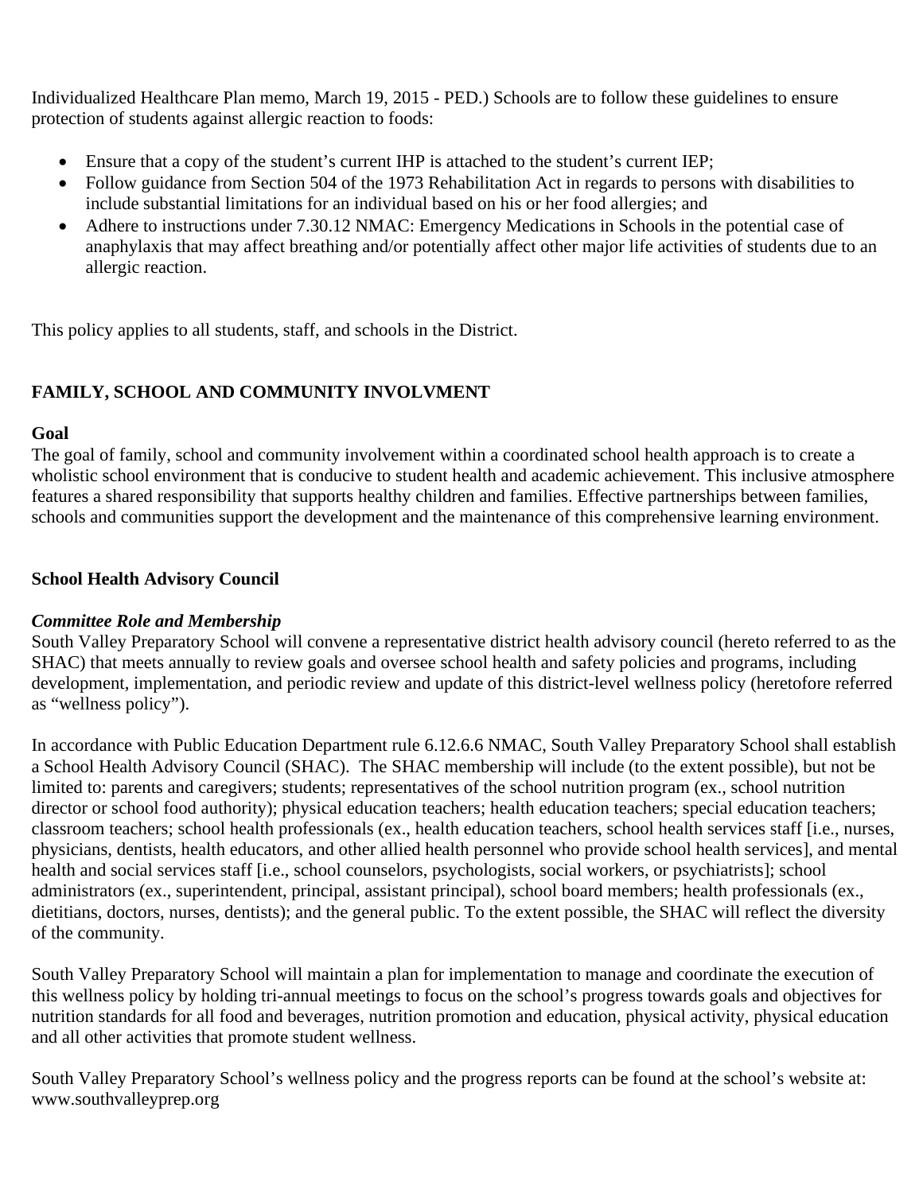Individualized Healthcare Plan memo, March 19, 2015 - PED.) Schools are to follow these guidelines to ensure protection of students against allergic reaction to foods:

- Ensure that a copy of the student's current IHP is attached to the student's current IEP;
- Follow guidance from Section 504 of the 1973 Rehabilitation Act in regards to persons with disabilities to include substantial limitations for an individual based on his or her food allergies; and
- Adhere to instructions under 7.30.12 NMAC: Emergency Medications in Schools in the potential case of anaphylaxis that may affect breathing and/or potentially affect other major life activities of students due to an allergic reaction.

This policy applies to all students, staff, and schools in the District.

## FAMILY, SCHOOL AND COMMUNITY INVOLVMENT

**Goal**

The goal of family, school and community involvement within a coordinated school health approach is to create a wholistic school environment that is conducive to student health and academic achievement. This inclusive atmosphere features a shared responsibility that supports healthy children and families. Effective partnerships between families, schools and communities support the development and the maintenance of this comprehensive learning environment.

### School Health Advisory Council

***Committee Role and Membership***

South Valley Preparatory School will convene a representative district health advisory council (hereto referred to as the SHAC) that meets annually to review goals and oversee school health and safety policies and programs, including development, implementation, and periodic review and update of this district-level wellness policy (heretofore referred as "wellness policy").

In accordance with Public Education Department rule 6.12.6.6 NMAC, South Valley Preparatory School shall establish a School Health Advisory Council (SHAC). The SHAC membership will include (to the extent possible), but not be limited to: parents and caregivers; students; representatives of the school nutrition program (ex., school nutrition director or school food authority); physical education teachers; health education teachers; special education teachers; classroom teachers; school health professionals (ex., health education teachers, school health services staff [i.e., nurses, physicians, dentists, health educators, and other allied health personnel who provide school health services], and mental health and social services staff [i.e., school counselors, psychologists, social workers, or psychiatrists]; school administrators (ex., superintendent, principal, assistant principal), school board members; health professionals (ex., dietitians, doctors, nurses, dentists); and the general public. To the extent possible, the SHAC will reflect the diversity of the community.

South Valley Preparatory School will maintain a plan for implementation to manage and coordinate the execution of this wellness policy by holding tri-annual meetings to focus on the school's progress towards goals and objectives for nutrition standards for all food and beverages, nutrition promotion and education, physical activity, physical education and all other activities that promote student wellness.

South Valley Preparatory School's wellness policy and the progress reports can be found at the school's website at: www.southvalleyprep.org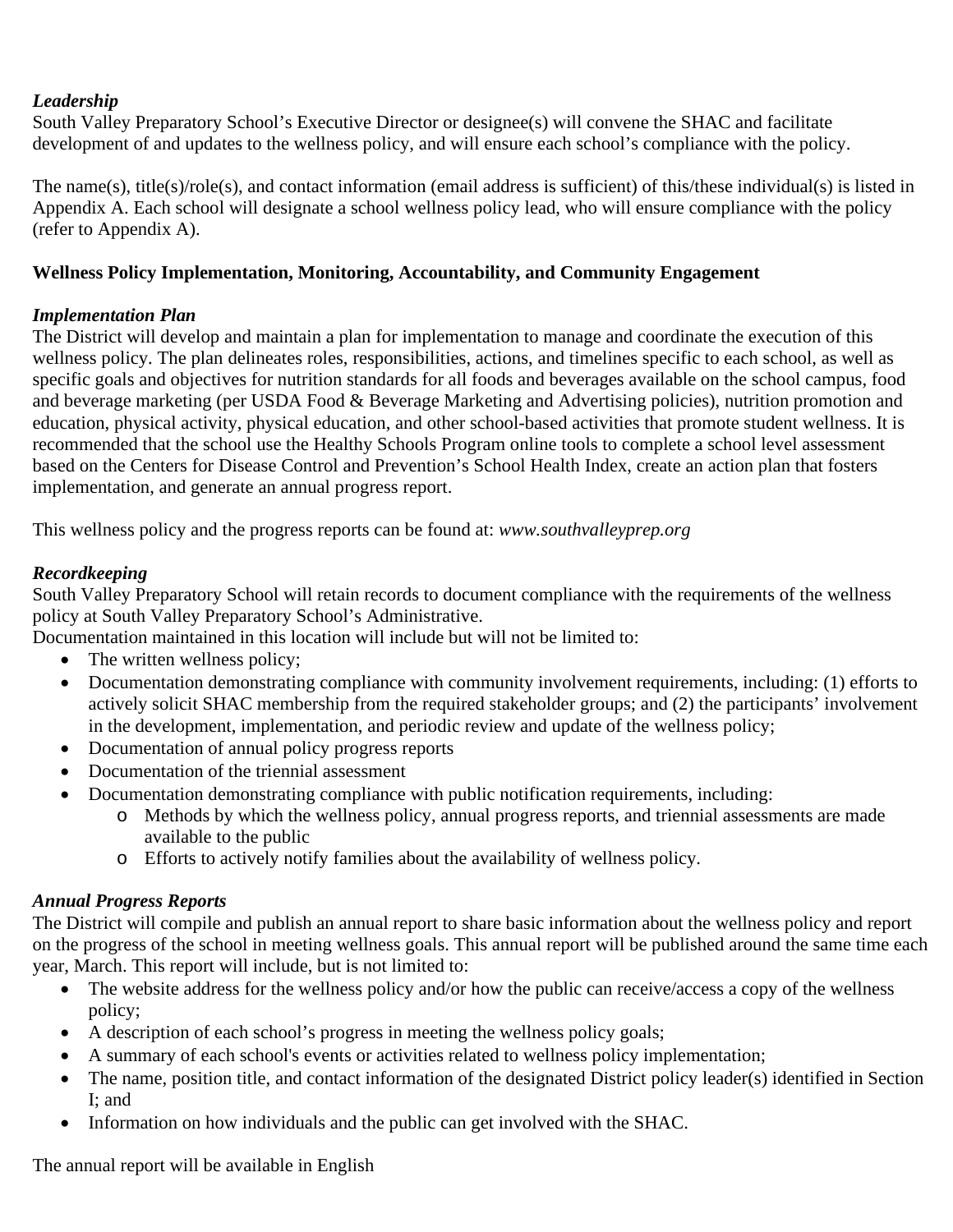***Leadership***

South Valley Preparatory School's Executive Director or designee(s) will convene the SHAC and facilitate development of and updates to the wellness policy, and will ensure each school's compliance with the policy.

The name(s), title(s)/role(s), and contact information (email address is sufficient) of this/these individual(s) is listed in Appendix A. Each school will designate a school wellness policy lead, who will ensure compliance with the policy (refer to Appendix A).

**Wellness Policy Implementation, Monitoring, Accountability, and Community Engagement**

***Implementation Plan***

The District will develop and maintain a plan for implementation to manage and coordinate the execution of this wellness policy. The plan delineates roles, responsibilities, actions, and timelines specific to each school, as well as specific goals and objectives for nutrition standards for all foods and beverages available on the school campus, food and beverage marketing (per USDA Food & Beverage Marketing and Advertising policies), nutrition promotion and education, physical activity, physical education, and other school-based activities that promote student wellness. It is recommended that the school use the Healthy Schools Program online tools to complete a school level assessment based on the Centers for Disease Control and Prevention's School Health Index, create an action plan that fosters implementation, and generate an annual progress report.

This wellness policy and the progress reports can be found at: *www.southvalleyprep.org*

***Recordkeeping***

South Valley Preparatory School will retain records to document compliance with the requirements of the wellness policy at South Valley Preparatory School's Administrative.

Documentation maintained in this location will include but will not be limited to:

- The written wellness policy;
- Documentation demonstrating compliance with community involvement requirements, including: (1) efforts to actively solicit SHAC membership from the required stakeholder groups; and (2) the participants' involvement in the development, implementation, and periodic review and update of the wellness policy;
- Documentation of annual policy progress reports
- Documentation of the triennial assessment
- Documentation demonstrating compliance with public notification requirements, including:
    - Methods by which the wellness policy, annual progress reports, and triennial assessments are made available to the public
    - Efforts to actively notify families about the availability of wellness policy.

***Annual Progress Reports***

The District will compile and publish an annual report to share basic information about the wellness policy and report on the progress of the school in meeting wellness goals. This annual report will be published around the same time each year, March. This report will include, but is not limited to:

- The website address for the wellness policy and/or how the public can receive/access a copy of the wellness policy;
- A description of each school's progress in meeting the wellness policy goals;
- A summary of each school's events or activities related to wellness policy implementation;
- The name, position title, and contact information of the designated District policy leader(s) identified in Section I; and
- Information on how individuals and the public can get involved with the SHAC.

The annual report will be available in English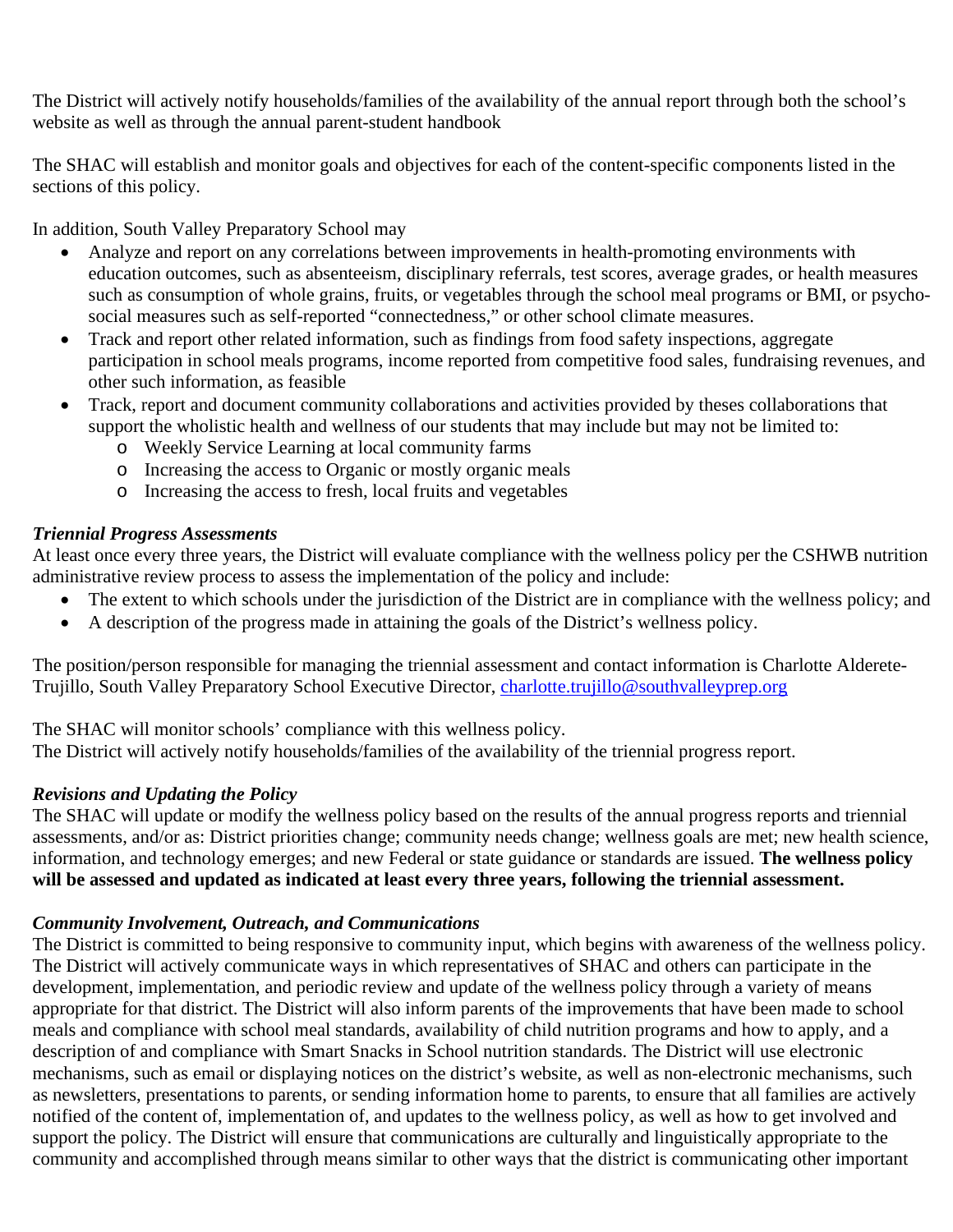The District will actively notify households/families of the availability of the annual report through both the school's website as well as through the annual parent-student handbook

The SHAC will establish and monitor goals and objectives for each of the content-specific components listed in the sections of this policy.

In addition, South Valley Preparatory School may

- Analyze and report on any correlations between improvements in health-promoting environments with education outcomes, such as absenteeism, disciplinary referrals, test scores, average grades, or health measures such as consumption of whole grains, fruits, or vegetables through the school meal programs or BMI, or psycho-social measures such as self-reported "connectedness," or other school climate measures.
- Track and report other related information, such as findings from food safety inspections, aggregate participation in school meals programs, income reported from competitive food sales, fundraising revenues, and other such information, as feasible
- Track, report and document community collaborations and activities provided by theses collaborations that support the wholistic health and wellness of our students that may include but may not be limited to:
  - Weekly Service Learning at local community farms
  - Increasing the access to Organic or mostly organic meals
  - Increasing the access to fresh, local fruits and vegetables

***Triennial Progress Assessments***

At least once every three years, the District will evaluate compliance with the wellness policy per the CSHWB nutrition administrative review process to assess the implementation of the policy and include:

- The extent to which schools under the jurisdiction of the District are in compliance with the wellness policy; and
- A description of the progress made in attaining the goals of the District's wellness policy.

The position/person responsible for managing the triennial assessment and contact information is Charlotte Alderete-Trujillo, South Valley Preparatory School Executive Director, charlotte.trujillo@southvalleyprep.org

The SHAC will monitor schools' compliance with this wellness policy.
The District will actively notify households/families of the availability of the triennial progress report.

***Revisions and Updating the Policy***

The SHAC will update or modify the wellness policy based on the results of the annual progress reports and triennial assessments, and/or as: District priorities change; community needs change; wellness goals are met; new health science, information, and technology emerges; and new Federal or state guidance or standards are issued. **The wellness policy will be assessed and updated as indicated at least every three years, following the triennial assessment.**

***Community Involvement, Outreach, and Communications***

The District is committed to being responsive to community input, which begins with awareness of the wellness policy. The District will actively communicate ways in which representatives of SHAC and others can participate in the development, implementation, and periodic review and update of the wellness policy through a variety of means appropriate for that district. The District will also inform parents of the improvements that have been made to school meals and compliance with school meal standards, availability of child nutrition programs and how to apply, and a description of and compliance with Smart Snacks in School nutrition standards. The District will use electronic mechanisms, such as email or displaying notices on the district's website, as well as non-electronic mechanisms, such as newsletters, presentations to parents, or sending information home to parents, to ensure that all families are actively notified of the content of, implementation of, and updates to the wellness policy, as well as how to get involved and support the policy. The District will ensure that communications are culturally and linguistically appropriate to the community and accomplished through means similar to other ways that the district is communicating other important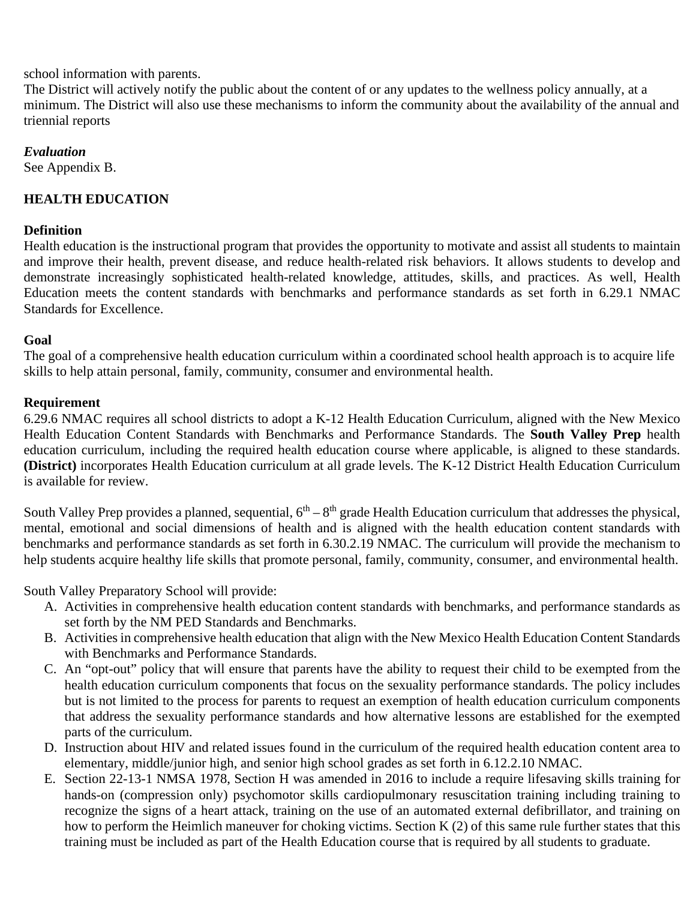school information with parents.
The District will actively notify the public about the content of or any updates to the wellness policy annually, at a minimum. The District will also use these mechanisms to inform the community about the availability of the annual and triennial reports

***Evaluation***
See Appendix B.

## HEALTH EDUCATION

**Definition**
Health education is the instructional program that provides the opportunity to motivate and assist all students to maintain and improve their health, prevent disease, and reduce health-related risk behaviors. It allows students to develop and demonstrate increasingly sophisticated health-related knowledge, attitudes, skills, and practices. As well, Health Education meets the content standards with benchmarks and performance standards as set forth in 6.29.1 NMAC Standards for Excellence.

**Goal**
The goal of a comprehensive health education curriculum within a coordinated school health approach is to acquire life skills to help attain personal, family, community, consumer and environmental health.

**Requirement**
6.29.6 NMAC requires all school districts to adopt a K-12 Health Education Curriculum, aligned with the New Mexico Health Education Content Standards with Benchmarks and Performance Standards. The **South Valley Prep** health education curriculum, including the required health education course where applicable, is aligned to these standards. **(District)** incorporates Health Education curriculum at all grade levels. The K-12 District Health Education Curriculum is available for review.

South Valley Prep provides a planned, sequential, 6th – 8th grade Health Education curriculum that addresses the physical, mental, emotional and social dimensions of health and is aligned with the health education content standards with benchmarks and performance standards as set forth in 6.30.2.19 NMAC. The curriculum will provide the mechanism to help students acquire healthy life skills that promote personal, family, community, consumer, and environmental health.

South Valley Preparatory School will provide:

A. Activities in comprehensive health education content standards with benchmarks, and performance standards as set forth by the NM PED Standards and Benchmarks.
B. Activities in comprehensive health education that align with the New Mexico Health Education Content Standards with Benchmarks and Performance Standards.
C. An "opt-out" policy that will ensure that parents have the ability to request their child to be exempted from the health education curriculum components that focus on the sexuality performance standards. The policy includes but is not limited to the process for parents to request an exemption of health education curriculum components that address the sexuality performance standards and how alternative lessons are established for the exempted parts of the curriculum.
D. Instruction about HIV and related issues found in the curriculum of the required health education content area to elementary, middle/junior high, and senior high school grades as set forth in 6.12.2.10 NMAC.
E. Section 22-13-1 NMSA 1978, Section H was amended in 2016 to include a require lifesaving skills training for hands-on (compression only) psychomotor skills cardiopulmonary resuscitation training including training to recognize the signs of a heart attack, training on the use of an automated external defibrillator, and training on how to perform the Heimlich maneuver for choking victims. Section K (2) of this same rule further states that this training must be included as part of the Health Education course that is required by all students to graduate.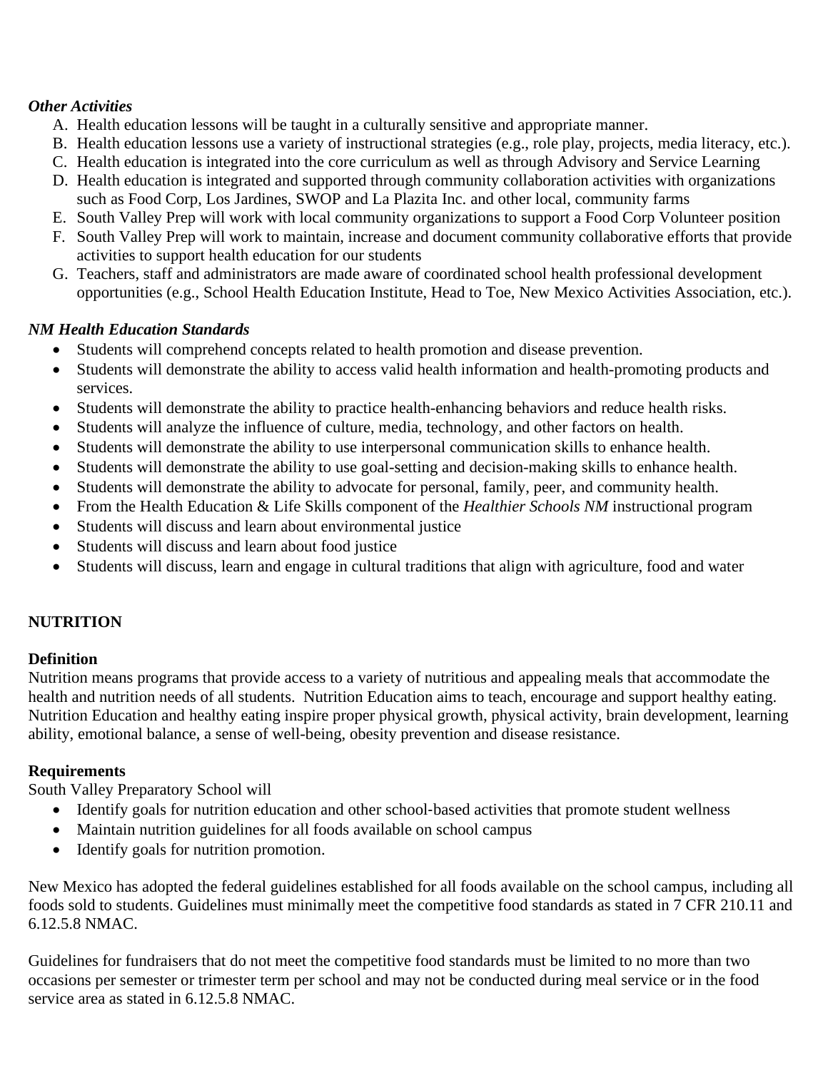***Other Activities***

A. Health education lessons will be taught in a culturally sensitive and appropriate manner.
B. Health education lessons use a variety of instructional strategies (e.g., role play, projects, media literacy, etc.).
C. Health education is integrated into the core curriculum as well as through Advisory and Service Learning
D. Health education is integrated and supported through community collaboration activities with organizations such as Food Corp, Los Jardines, SWOP and La Plazita Inc. and other local, community farms
E. South Valley Prep will work with local community organizations to support a Food Corp Volunteer position
F. South Valley Prep will work to maintain, increase and document community collaborative efforts that provide activities to support health education for our students
G. Teachers, staff and administrators are made aware of coordinated school health professional development opportunities (e.g., School Health Education Institute, Head to Toe, New Mexico Activities Association, etc.).

***NM Health Education Standards***

- Students will comprehend concepts related to health promotion and disease prevention.
- Students will demonstrate the ability to access valid health information and health-promoting products and services.
- Students will demonstrate the ability to practice health-enhancing behaviors and reduce health risks.
- Students will analyze the influence of culture, media, technology, and other factors on health.
- Students will demonstrate the ability to use interpersonal communication skills to enhance health.
- Students will demonstrate the ability to use goal-setting and decision-making skills to enhance health.
- Students will demonstrate the ability to advocate for personal, family, peer, and community health.
- From the Health Education & Life Skills component of the *Healthier Schools NM* instructional program
- Students will discuss and learn about environmental justice
- Students will discuss and learn about food justice
- Students will discuss, learn and engage in cultural traditions that align with agriculture, food and water

## NUTRITION

**Definition**

Nutrition means programs that provide access to a variety of nutritious and appealing meals that accommodate the health and nutrition needs of all students. Nutrition Education aims to teach, encourage and support healthy eating. Nutrition Education and healthy eating inspire proper physical growth, physical activity, brain development, learning ability, emotional balance, a sense of well-being, obesity prevention and disease resistance.

**Requirements**

South Valley Preparatory School will

- Identify goals for nutrition education and other school-based activities that promote student wellness
- Maintain nutrition guidelines for all foods available on school campus
- Identify goals for nutrition promotion.

New Mexico has adopted the federal guidelines established for all foods available on the school campus, including all foods sold to students. Guidelines must minimally meet the competitive food standards as stated in 7 CFR 210.11 and 6.12.5.8 NMAC.

Guidelines for fundraisers that do not meet the competitive food standards must be limited to no more than two occasions per semester or trimester term per school and may not be conducted during meal service or in the food service area as stated in 6.12.5.8 NMAC.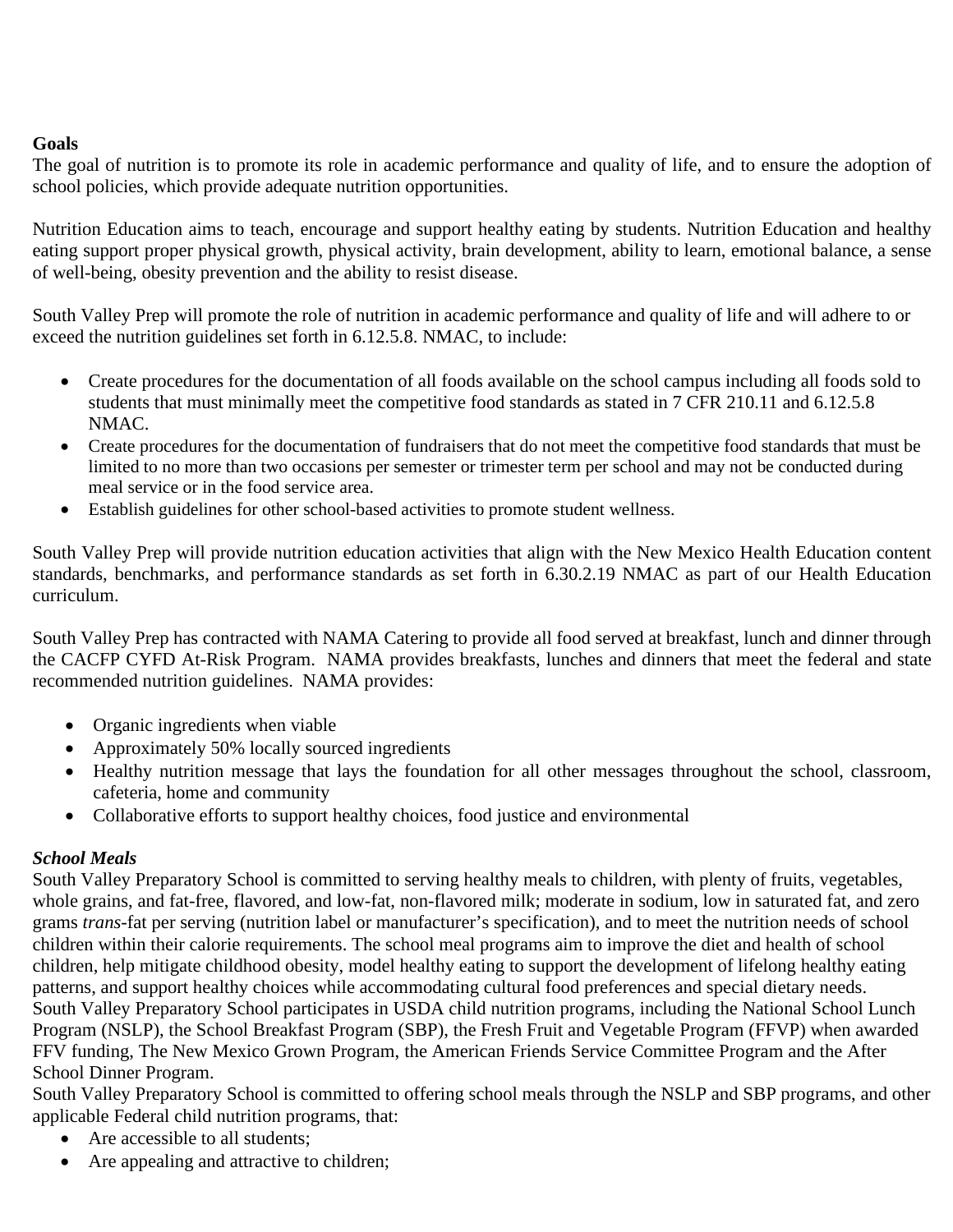**Goals**

The goal of nutrition is to promote its role in academic performance and quality of life, and to ensure the adoption of school policies, which provide adequate nutrition opportunities.

Nutrition Education aims to teach, encourage and support healthy eating by students. Nutrition Education and healthy eating support proper physical growth, physical activity, brain development, ability to learn, emotional balance, a sense of well-being, obesity prevention and the ability to resist disease.

South Valley Prep will promote the role of nutrition in academic performance and quality of life and will adhere to or exceed the nutrition guidelines set forth in 6.12.5.8. NMAC, to include:

- Create procedures for the documentation of all foods available on the school campus including all foods sold to students that must minimally meet the competitive food standards as stated in 7 CFR 210.11 and 6.12.5.8 NMAC.
- Create procedures for the documentation of fundraisers that do not meet the competitive food standards that must be limited to no more than two occasions per semester or trimester term per school and may not be conducted during meal service or in the food service area.
- Establish guidelines for other school-based activities to promote student wellness.

South Valley Prep will provide nutrition education activities that align with the New Mexico Health Education content standards, benchmarks, and performance standards as set forth in 6.30.2.19 NMAC as part of our Health Education curriculum.

South Valley Prep has contracted with NAMA Catering to provide all food served at breakfast, lunch and dinner through the CACFP CYFD At-Risk Program. NAMA provides breakfasts, lunches and dinners that meet the federal and state recommended nutrition guidelines. NAMA provides:

- Organic ingredients when viable
- Approximately 50% locally sourced ingredients
- Healthy nutrition message that lays the foundation for all other messages throughout the school, classroom, cafeteria, home and community
- Collaborative efforts to support healthy choices, food justice and environmental

***School Meals***

South Valley Preparatory School is committed to serving healthy meals to children, with plenty of fruits, vegetables, whole grains, and fat-free, flavored, and low-fat, non-flavored milk; moderate in sodium, low in saturated fat, and zero grams *trans*-fat per serving (nutrition label or manufacturer's specification), and to meet the nutrition needs of school children within their calorie requirements. The school meal programs aim to improve the diet and health of school children, help mitigate childhood obesity, model healthy eating to support the development of lifelong healthy eating patterns, and support healthy choices while accommodating cultural food preferences and special dietary needs.

South Valley Preparatory School participates in USDA child nutrition programs, including the National School Lunch Program (NSLP), the School Breakfast Program (SBP), the Fresh Fruit and Vegetable Program (FFVP) when awarded FFV funding, The New Mexico Grown Program, the American Friends Service Committee Program and the After School Dinner Program.

South Valley Preparatory School is committed to offering school meals through the NSLP and SBP programs, and other applicable Federal child nutrition programs, that:

- Are accessible to all students;
- Are appealing and attractive to children;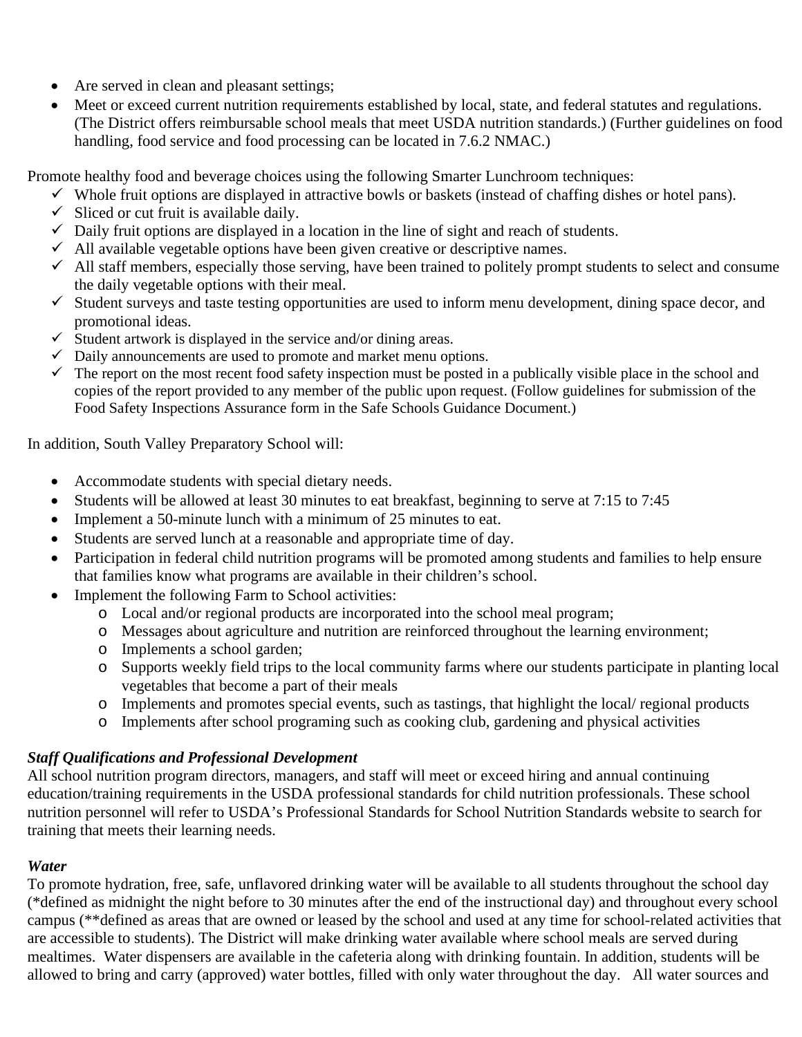- Are served in clean and pleasant settings;
- Meet or exceed current nutrition requirements established by local, state, and federal statutes and regulations. (The District offers reimbursable school meals that meet USDA nutrition standards.) (Further guidelines on food handling, food service and food processing can be located in 7.6.2 NMAC.)

Promote healthy food and beverage choices using the following Smarter Lunchroom techniques:

- ✓ Whole fruit options are displayed in attractive bowls or baskets (instead of chaffing dishes or hotel pans).
- ✓ Sliced or cut fruit is available daily.
- ✓ Daily fruit options are displayed in a location in the line of sight and reach of students.
- ✓ All available vegetable options have been given creative or descriptive names.
- ✓ All staff members, especially those serving, have been trained to politely prompt students to select and consume the daily vegetable options with their meal.
- ✓ Student surveys and taste testing opportunities are used to inform menu development, dining space decor, and promotional ideas.
- ✓ Student artwork is displayed in the service and/or dining areas.
- ✓ Daily announcements are used to promote and market menu options.
- ✓ The report on the most recent food safety inspection must be posted in a publically visible place in the school and copies of the report provided to any member of the public upon request. (Follow guidelines for submission of the Food Safety Inspections Assurance form in the Safe Schools Guidance Document.)

In addition, South Valley Preparatory School will:

- Accommodate students with special dietary needs.
- Students will be allowed at least 30 minutes to eat breakfast, beginning to serve at 7:15 to 7:45
- Implement a 50-minute lunch with a minimum of 25 minutes to eat.
- Students are served lunch at a reasonable and appropriate time of day.
- Participation in federal child nutrition programs will be promoted among students and families to help ensure that families know what programs are available in their children's school.
- Implement the following Farm to School activities:
  - Local and/or regional products are incorporated into the school meal program;
  - Messages about agriculture and nutrition are reinforced throughout the learning environment;
  - Implements a school garden;
  - Supports weekly field trips to the local community farms where our students participate in planting local vegetables that become a part of their meals
  - Implements and promotes special events, such as tastings, that highlight the local/ regional products
  - Implements after school programing such as cooking club, gardening and physical activities

***Staff Qualifications and Professional Development***

All school nutrition program directors, managers, and staff will meet or exceed hiring and annual continuing education/training requirements in the USDA professional standards for child nutrition professionals. These school nutrition personnel will refer to USDA's Professional Standards for School Nutrition Standards website to search for training that meets their learning needs.

***Water***

To promote hydration, free, safe, unflavored drinking water will be available to all students throughout the school day (*defined as midnight the night before to 30 minutes after the end of the instructional day) and throughout every school campus (**defined as areas that are owned or leased by the school and used at any time for school-related activities that are accessible to students). The District will make drinking water available where school meals are served during mealtimes. Water dispensers are available in the cafeteria along with drinking fountain. In addition, students will be allowed to bring and carry (approved) water bottles, filled with only water throughout the day. All water sources and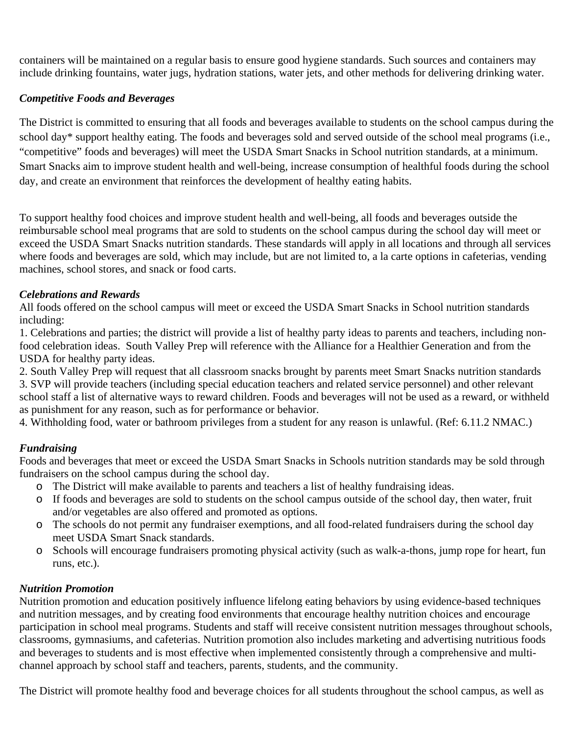containers will be maintained on a regular basis to ensure good hygiene standards. Such sources and containers may include drinking fountains, water jugs, hydration stations, water jets, and other methods for delivering drinking water.

***Competitive Foods and Beverages***

The District is committed to ensuring that all foods and beverages available to students on the school campus during the school day* support healthy eating. The foods and beverages sold and served outside of the school meal programs (i.e., "competitive" foods and beverages) will meet the USDA Smart Snacks in School nutrition standards, at a minimum. Smart Snacks aim to improve student health and well-being, increase consumption of healthful foods during the school day, and create an environment that reinforces the development of healthy eating habits.

To support healthy food choices and improve student health and well-being, all foods and beverages outside the reimbursable school meal programs that are sold to students on the school campus during the school day will meet or exceed the USDA Smart Snacks nutrition standards. These standards will apply in all locations and through all services where foods and beverages are sold, which may include, but are not limited to, a la carte options in cafeterias, vending machines, school stores, and snack or food carts.

***Celebrations and Rewards***

All foods offered on the school campus will meet or exceed the USDA Smart Snacks in School nutrition standards including:

1. Celebrations and parties; the district will provide a list of healthy party ideas to parents and teachers, including non-food celebration ideas. South Valley Prep will reference with the Alliance for a Healthier Generation and from the USDA for healthy party ideas.
2. South Valley Prep will request that all classroom snacks brought by parents meet Smart Snacks nutrition standards
3. SVP will provide teachers (including special education teachers and related service personnel) and other relevant school staff a list of alternative ways to reward children. Foods and beverages will not be used as a reward, or withheld as punishment for any reason, such as for performance or behavior.
4. Withholding food, water or bathroom privileges from a student for any reason is unlawful. (Ref: 6.11.2 NMAC.)

***Fundraising***

Foods and beverages that meet or exceed the USDA Smart Snacks in Schools nutrition standards may be sold through fundraisers on the school campus during the school day.

- The District will make available to parents and teachers a list of healthy fundraising ideas.
- If foods and beverages are sold to students on the school campus outside of the school day, then water, fruit and/or vegetables are also offered and promoted as options.
- The schools do not permit any fundraiser exemptions, and all food-related fundraisers during the school day meet USDA Smart Snack standards.
- Schools will encourage fundraisers promoting physical activity (such as walk-a-thons, jump rope for heart, fun runs, etc.).

***Nutrition Promotion***

Nutrition promotion and education positively influence lifelong eating behaviors by using evidence-based techniques and nutrition messages, and by creating food environments that encourage healthy nutrition choices and encourage participation in school meal programs. Students and staff will receive consistent nutrition messages throughout schools, classrooms, gymnasiums, and cafeterias. Nutrition promotion also includes marketing and advertising nutritious foods and beverages to students and is most effective when implemented consistently through a comprehensive and multi-channel approach by school staff and teachers, parents, students, and the community.

The District will promote healthy food and beverage choices for all students throughout the school campus, as well as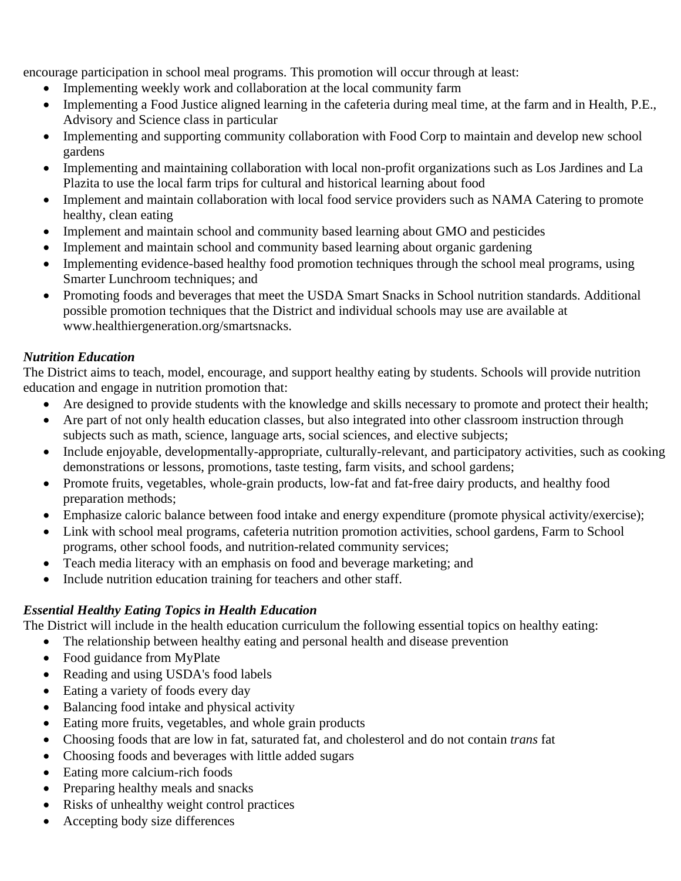encourage participation in school meal programs. This promotion will occur through at least:

- Implementing weekly work and collaboration at the local community farm
- Implementing a Food Justice aligned learning in the cafeteria during meal time, at the farm and in Health, P.E., Advisory and Science class in particular
- Implementing and supporting community collaboration with Food Corp to maintain and develop new school gardens
- Implementing and maintaining collaboration with local non-profit organizations such as Los Jardines and La Plazita to use the local farm trips for cultural and historical learning about food
- Implement and maintain collaboration with local food service providers such as NAMA Catering to promote healthy, clean eating
- Implement and maintain school and community based learning about GMO and pesticides
- Implement and maintain school and community based learning about organic gardening
- Implementing evidence-based healthy food promotion techniques through the school meal programs, using Smarter Lunchroom techniques; and
- Promoting foods and beverages that meet the USDA Smart Snacks in School nutrition standards. Additional possible promotion techniques that the District and individual schools may use are available at www.healthiergeneration.org/smartsnacks.

***Nutrition Education***

The District aims to teach, model, encourage, and support healthy eating by students. Schools will provide nutrition education and engage in nutrition promotion that:

- Are designed to provide students with the knowledge and skills necessary to promote and protect their health;
- Are part of not only health education classes, but also integrated into other classroom instruction through subjects such as math, science, language arts, social sciences, and elective subjects;
- Include enjoyable, developmentally-appropriate, culturally-relevant, and participatory activities, such as cooking demonstrations or lessons, promotions, taste testing, farm visits, and school gardens;
- Promote fruits, vegetables, whole-grain products, low-fat and fat-free dairy products, and healthy food preparation methods;
- Emphasize caloric balance between food intake and energy expenditure (promote physical activity/exercise);
- Link with school meal programs, cafeteria nutrition promotion activities, school gardens, Farm to School programs, other school foods, and nutrition-related community services;
- Teach media literacy with an emphasis on food and beverage marketing; and
- Include nutrition education training for teachers and other staff.

***Essential Healthy Eating Topics in Health Education***

The District will include in the health education curriculum the following essential topics on healthy eating:

- The relationship between healthy eating and personal health and disease prevention
- Food guidance from MyPlate
- Reading and using USDA's food labels
- Eating a variety of foods every day
- Balancing food intake and physical activity
- Eating more fruits, vegetables, and whole grain products
- Choosing foods that are low in fat, saturated fat, and cholesterol and do not contain *trans* fat
- Choosing foods and beverages with little added sugars
- Eating more calcium-rich foods
- Preparing healthy meals and snacks
- Risks of unhealthy weight control practices
- Accepting body size differences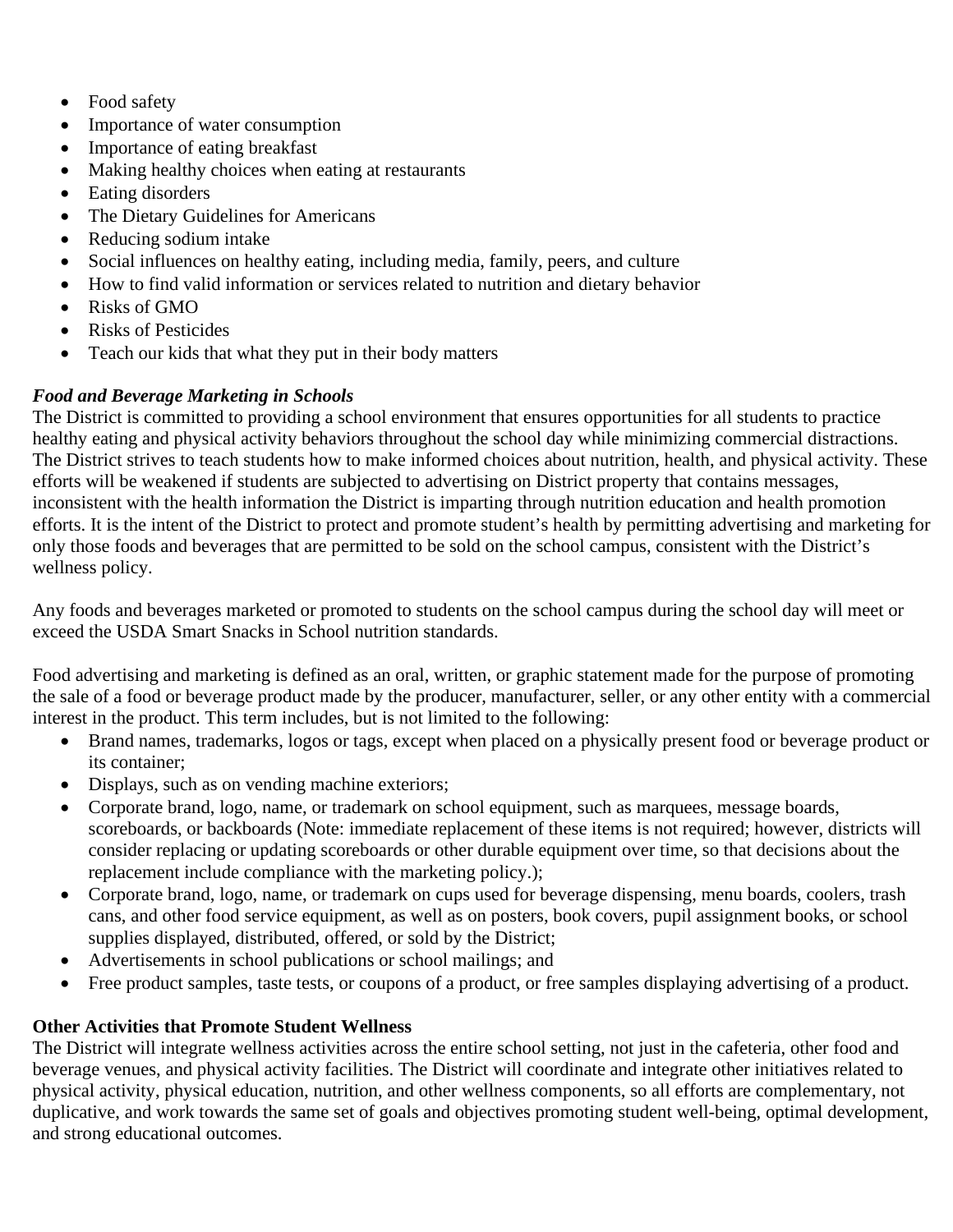- Food safety
- Importance of water consumption
- Importance of eating breakfast
- Making healthy choices when eating at restaurants
- Eating disorders
- The Dietary Guidelines for Americans
- Reducing sodium intake
- Social influences on healthy eating, including media, family, peers, and culture
- How to find valid information or services related to nutrition and dietary behavior
- Risks of GMO
- Risks of Pesticides
- Teach our kids that what they put in their body matters

***Food and Beverage Marketing in Schools***

The District is committed to providing a school environment that ensures opportunities for all students to practice healthy eating and physical activity behaviors throughout the school day while minimizing commercial distractions. The District strives to teach students how to make informed choices about nutrition, health, and physical activity. These efforts will be weakened if students are subjected to advertising on District property that contains messages, inconsistent with the health information the District is imparting through nutrition education and health promotion efforts. It is the intent of the District to protect and promote student's health by permitting advertising and marketing for only those foods and beverages that are permitted to be sold on the school campus, consistent with the District's wellness policy.

Any foods and beverages marketed or promoted to students on the school campus during the school day will meet or exceed the USDA Smart Snacks in School nutrition standards.

Food advertising and marketing is defined as an oral, written, or graphic statement made for the purpose of promoting the sale of a food or beverage product made by the producer, manufacturer, seller, or any other entity with a commercial interest in the product. This term includes, but is not limited to the following:

- Brand names, trademarks, logos or tags, except when placed on a physically present food or beverage product or its container;
- Displays, such as on vending machine exteriors;
- Corporate brand, logo, name, or trademark on school equipment, such as marquees, message boards, scoreboards, or backboards (Note: immediate replacement of these items is not required; however, districts will consider replacing or updating scoreboards or other durable equipment over time, so that decisions about the replacement include compliance with the marketing policy.);
- Corporate brand, logo, name, or trademark on cups used for beverage dispensing, menu boards, coolers, trash cans, and other food service equipment, as well as on posters, book covers, pupil assignment books, or school supplies displayed, distributed, offered, or sold by the District;
- Advertisements in school publications or school mailings; and
- Free product samples, taste tests, or coupons of a product, or free samples displaying advertising of a product.

**Other Activities that Promote Student Wellness**

The District will integrate wellness activities across the entire school setting, not just in the cafeteria, other food and beverage venues, and physical activity facilities. The District will coordinate and integrate other initiatives related to physical activity, physical education, nutrition, and other wellness components, so all efforts are complementary, not duplicative, and work towards the same set of goals and objectives promoting student well-being, optimal development, and strong educational outcomes.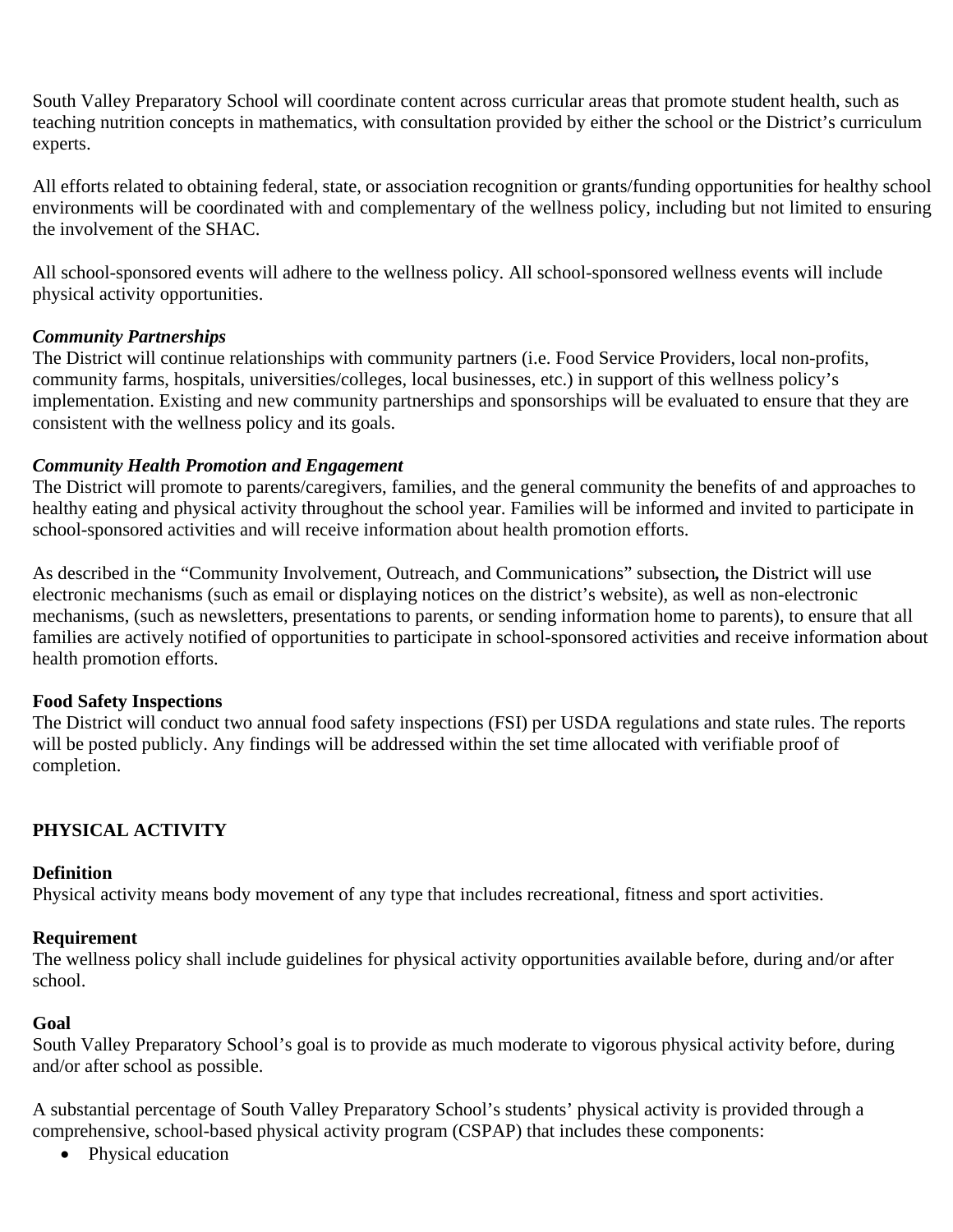South Valley Preparatory School will coordinate content across curricular areas that promote student health, such as teaching nutrition concepts in mathematics, with consultation provided by either the school or the District's curriculum experts.

All efforts related to obtaining federal, state, or association recognition or grants/funding opportunities for healthy school environments will be coordinated with and complementary of the wellness policy, including but not limited to ensuring the involvement of the SHAC.

All school-sponsored events will adhere to the wellness policy. All school-sponsored wellness events will include physical activity opportunities.

***Community Partnerships***
The District will continue relationships with community partners (i.e. Food Service Providers, local non-profits, community farms, hospitals, universities/colleges, local businesses, etc.) in support of this wellness policy's implementation. Existing and new community partnerships and sponsorships will be evaluated to ensure that they are consistent with the wellness policy and its goals.

***Community Health Promotion and Engagement***
The District will promote to parents/caregivers, families, and the general community the benefits of and approaches to healthy eating and physical activity throughout the school year. Families will be informed and invited to participate in school-sponsored activities and will receive information about health promotion efforts.

As described in the "Community Involvement, Outreach, and Communications" subsection**,** the District will use electronic mechanisms (such as email or displaying notices on the district's website), as well as non-electronic mechanisms, (such as newsletters, presentations to parents, or sending information home to parents), to ensure that all families are actively notified of opportunities to participate in school-sponsored activities and receive information about health promotion efforts.

**Food Safety Inspections**
The District will conduct two annual food safety inspections (FSI) per USDA regulations and state rules. The reports will be posted publicly. Any findings will be addressed within the set time allocated with verifiable proof of completion.

## PHYSICAL ACTIVITY

**Definition**
Physical activity means body movement of any type that includes recreational, fitness and sport activities.

**Requirement**
The wellness policy shall include guidelines for physical activity opportunities available before, during and/or after school.

**Goal**
South Valley Preparatory School's goal is to provide as much moderate to vigorous physical activity before, during and/or after school as possible.

A substantial percentage of South Valley Preparatory School's students' physical activity is provided through a comprehensive, school-based physical activity program (CSPAP) that includes these components:

- Physical education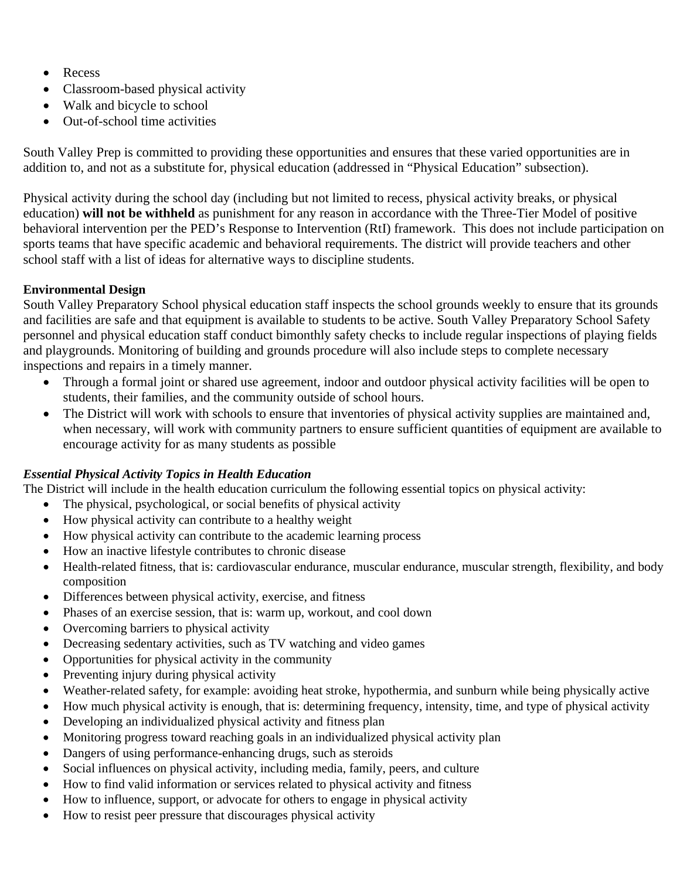- Recess
- Classroom-based physical activity
- Walk and bicycle to school
- Out-of-school time activities

South Valley Prep is committed to providing these opportunities and ensures that these varied opportunities are in addition to, and not as a substitute for, physical education (addressed in "Physical Education" subsection).

Physical activity during the school day (including but not limited to recess, physical activity breaks, or physical education) **will not be withheld** as punishment for any reason in accordance with the Three-Tier Model of positive behavioral intervention per the PED's Response to Intervention (RtI) framework. This does not include participation on sports teams that have specific academic and behavioral requirements. The district will provide teachers and other school staff with a list of ideas for alternative ways to discipline students.

**Environmental Design**

South Valley Preparatory School physical education staff inspects the school grounds weekly to ensure that its grounds and facilities are safe and that equipment is available to students to be active. South Valley Preparatory School Safety personnel and physical education staff conduct bimonthly safety checks to include regular inspections of playing fields and playgrounds. Monitoring of building and grounds procedure will also include steps to complete necessary inspections and repairs in a timely manner.

- Through a formal joint or shared use agreement, indoor and outdoor physical activity facilities will be open to students, their families, and the community outside of school hours.
- The District will work with schools to ensure that inventories of physical activity supplies are maintained and, when necessary, will work with community partners to ensure sufficient quantities of equipment are available to encourage activity for as many students as possible

***Essential Physical Activity Topics in Health Education***

The District will include in the health education curriculum the following essential topics on physical activity:

- The physical, psychological, or social benefits of physical activity
- How physical activity can contribute to a healthy weight
- How physical activity can contribute to the academic learning process
- How an inactive lifestyle contributes to chronic disease
- Health-related fitness, that is: cardiovascular endurance, muscular endurance, muscular strength, flexibility, and body composition
- Differences between physical activity, exercise, and fitness
- Phases of an exercise session, that is: warm up, workout, and cool down
- Overcoming barriers to physical activity
- Decreasing sedentary activities, such as TV watching and video games
- Opportunities for physical activity in the community
- Preventing injury during physical activity
- Weather-related safety, for example: avoiding heat stroke, hypothermia, and sunburn while being physically active
- How much physical activity is enough, that is: determining frequency, intensity, time, and type of physical activity
- Developing an individualized physical activity and fitness plan
- Monitoring progress toward reaching goals in an individualized physical activity plan
- Dangers of using performance-enhancing drugs, such as steroids
- Social influences on physical activity, including media, family, peers, and culture
- How to find valid information or services related to physical activity and fitness
- How to influence, support, or advocate for others to engage in physical activity
- How to resist peer pressure that discourages physical activity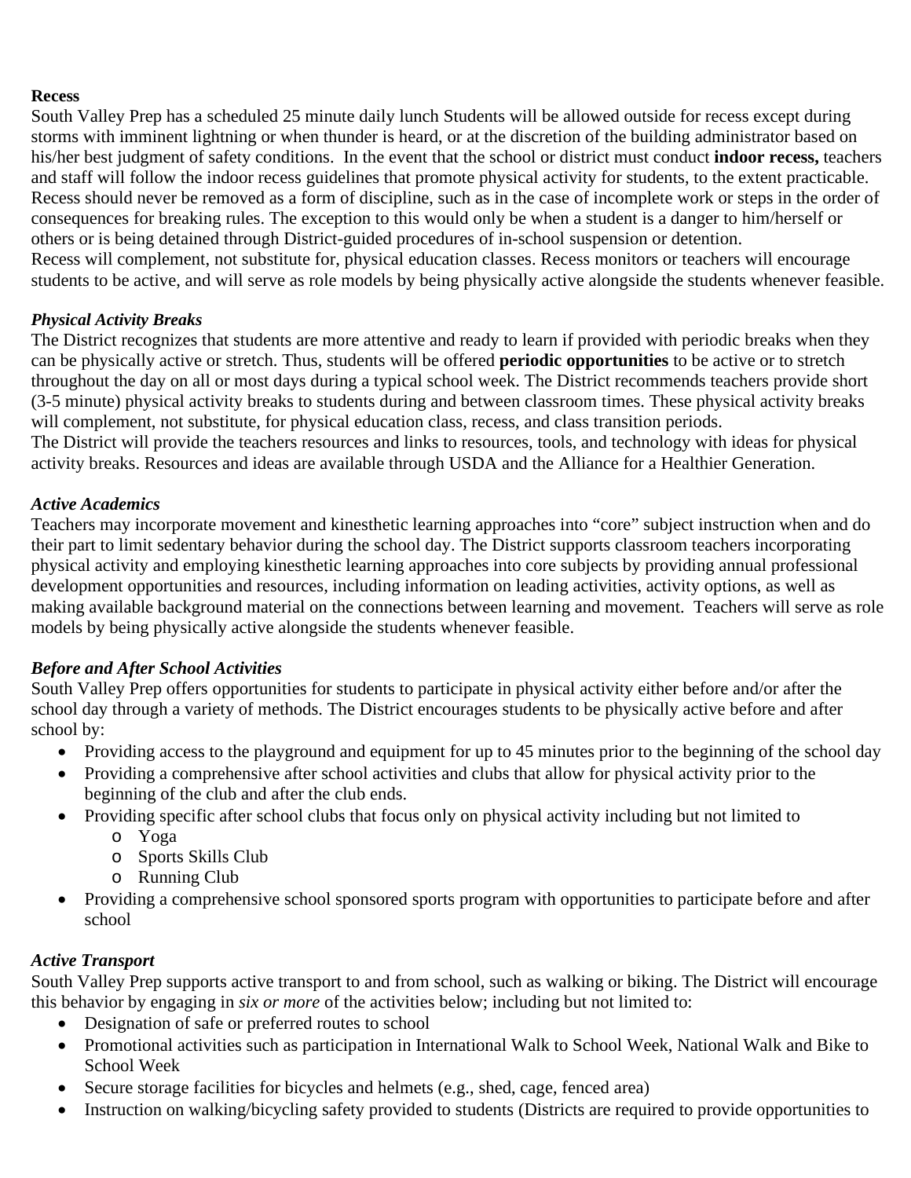**Recess**

South Valley Prep has a scheduled 25 minute daily lunch Students will be allowed outside for recess except during storms with imminent lightning or when thunder is heard, or at the discretion of the building administrator based on his/her best judgment of safety conditions. In the event that the school or district must conduct **indoor recess,** teachers and staff will follow the indoor recess guidelines that promote physical activity for students, to the extent practicable. Recess should never be removed as a form of discipline, such as in the case of incomplete work or steps in the order of consequences for breaking rules. The exception to this would only be when a student is a danger to him/herself or others or is being detained through District-guided procedures of in-school suspension or detention.
Recess will complement, not substitute for, physical education classes. Recess monitors or teachers will encourage students to be active, and will serve as role models by being physically active alongside the students whenever feasible.

***Physical Activity Breaks***

The District recognizes that students are more attentive and ready to learn if provided with periodic breaks when they can be physically active or stretch. Thus, students will be offered **periodic opportunities** to be active or to stretch throughout the day on all or most days during a typical school week. The District recommends teachers provide short (3-5 minute) physical activity breaks to students during and between classroom times. These physical activity breaks will complement, not substitute, for physical education class, recess, and class transition periods.
The District will provide the teachers resources and links to resources, tools, and technology with ideas for physical activity breaks. Resources and ideas are available through USDA and the Alliance for a Healthier Generation.

***Active Academics***

Teachers may incorporate movement and kinesthetic learning approaches into "core" subject instruction when and do their part to limit sedentary behavior during the school day. The District supports classroom teachers incorporating physical activity and employing kinesthetic learning approaches into core subjects by providing annual professional development opportunities and resources, including information on leading activities, activity options, as well as making available background material on the connections between learning and movement. Teachers will serve as role models by being physically active alongside the students whenever feasible.

***Before and After School Activities***

South Valley Prep offers opportunities for students to participate in physical activity either before and/or after the school day through a variety of methods. The District encourages students to be physically active before and after school by:

- Providing access to the playground and equipment for up to 45 minutes prior to the beginning of the school day
- Providing a comprehensive after school activities and clubs that allow for physical activity prior to the beginning of the club and after the club ends.
- Providing specific after school clubs that focus only on physical activity including but not limited to
  - Yoga
  - Sports Skills Club
  - Running Club
- Providing a comprehensive school sponsored sports program with opportunities to participate before and after school

***Active Transport***

South Valley Prep supports active transport to and from school, such as walking or biking. The District will encourage this behavior by engaging in *six or more* of the activities below; including but not limited to:

- Designation of safe or preferred routes to school
- Promotional activities such as participation in International Walk to School Week, National Walk and Bike to School Week
- Secure storage facilities for bicycles and helmets (e.g., shed, cage, fenced area)
- Instruction on walking/bicycling safety provided to students (Districts are required to provide opportunities to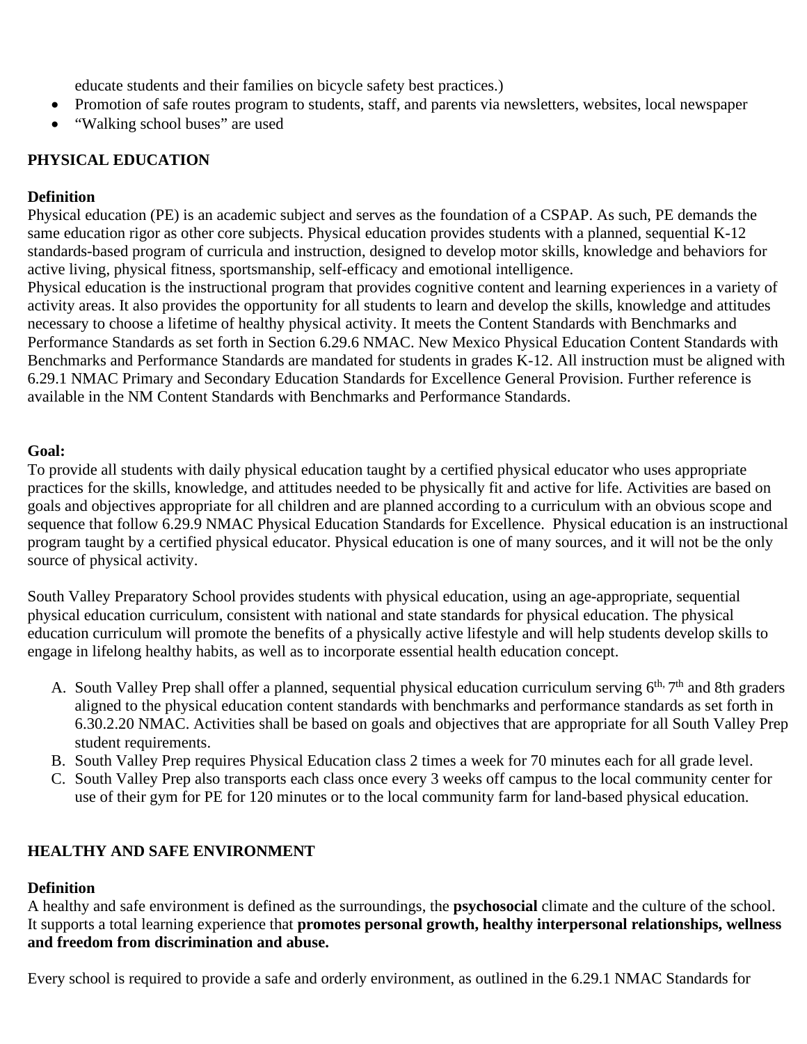educate students and their families on bicycle safety best practices.)

- Promotion of safe routes program to students, staff, and parents via newsletters, websites, local newspaper
- "Walking school buses" are used

**PHYSICAL EDUCATION**

**Definition**

Physical education (PE) is an academic subject and serves as the foundation of a CSPAP. As such, PE demands the same education rigor as other core subjects. Physical education provides students with a planned, sequential K-12 standards-based program of curricula and instruction, designed to develop motor skills, knowledge and behaviors for active living, physical fitness, sportsmanship, self-efficacy and emotional intelligence.

Physical education is the instructional program that provides cognitive content and learning experiences in a variety of activity areas. It also provides the opportunity for all students to learn and develop the skills, knowledge and attitudes necessary to choose a lifetime of healthy physical activity. It meets the Content Standards with Benchmarks and Performance Standards as set forth in Section 6.29.6 NMAC. New Mexico Physical Education Content Standards with Benchmarks and Performance Standards are mandated for students in grades K-12. All instruction must be aligned with 6.29.1 NMAC Primary and Secondary Education Standards for Excellence General Provision. Further reference is available in the NM Content Standards with Benchmarks and Performance Standards.

**Goal:**

To provide all students with daily physical education taught by a certified physical educator who uses appropriate practices for the skills, knowledge, and attitudes needed to be physically fit and active for life. Activities are based on goals and objectives appropriate for all children and are planned according to a curriculum with an obvious scope and sequence that follow 6.29.9 NMAC Physical Education Standards for Excellence. Physical education is an instructional program taught by a certified physical educator. Physical education is one of many sources, and it will not be the only source of physical activity.

South Valley Preparatory School provides students with physical education, using an age-appropriate, sequential physical education curriculum, consistent with national and state standards for physical education. The physical education curriculum will promote the benefits of a physically active lifestyle and will help students develop skills to engage in lifelong healthy habits, as well as to incorporate essential health education concept.

A. South Valley Prep shall offer a planned, sequential physical education curriculum serving 6th, 7th and 8th graders aligned to the physical education content standards with benchmarks and performance standards as set forth in 6.30.2.20 NMAC. Activities shall be based on goals and objectives that are appropriate for all South Valley Prep student requirements.
B. South Valley Prep requires Physical Education class 2 times a week for 70 minutes each for all grade level.
C. South Valley Prep also transports each class once every 3 weeks off campus to the local community center for use of their gym for PE for 120 minutes or to the local community farm for land-based physical education.

**HEALTHY AND SAFE ENVIRONMENT**

**Definition**

A healthy and safe environment is defined as the surroundings, the **psychosocial** climate and the culture of the school. It supports a total learning experience that **promotes personal growth, healthy interpersonal relationships, wellness and freedom from discrimination and abuse.**

Every school is required to provide a safe and orderly environment, as outlined in the 6.29.1 NMAC Standards for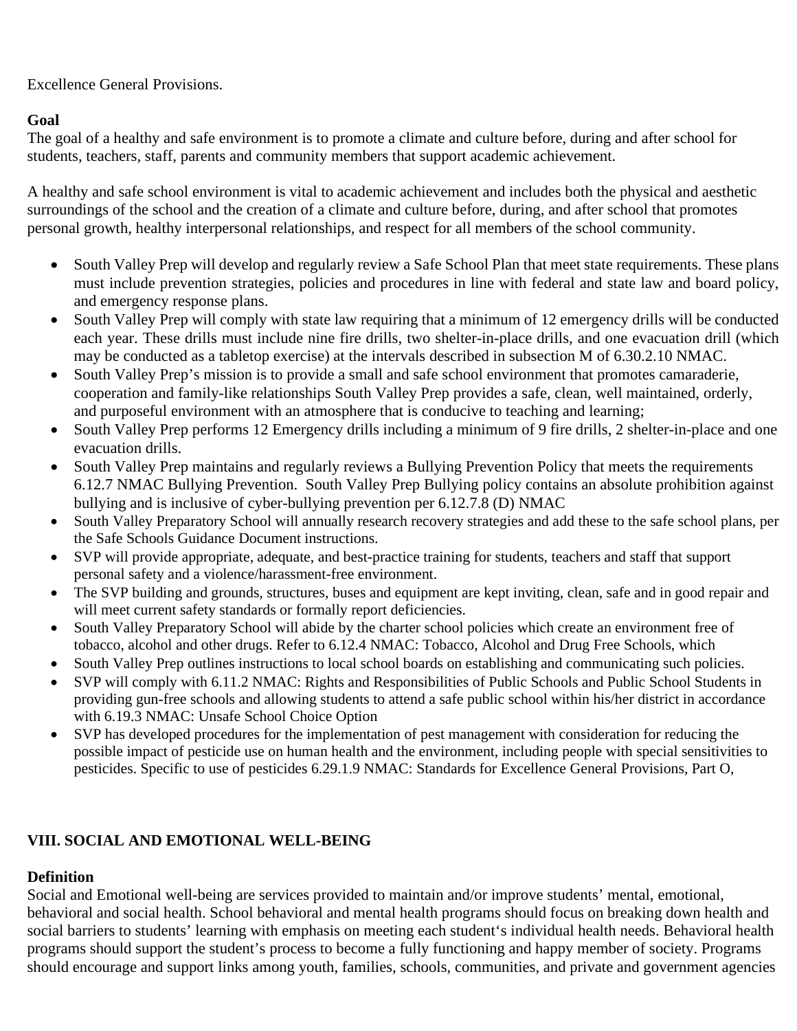Excellence General Provisions.

**Goal**
The goal of a healthy and safe environment is to promote a climate and culture before, during and after school for students, teachers, staff, parents and community members that support academic achievement.

A healthy and safe school environment is vital to academic achievement and includes both the physical and aesthetic surroundings of the school and the creation of a climate and culture before, during, and after school that promotes personal growth, healthy interpersonal relationships, and respect for all members of the school community.

- South Valley Prep will develop and regularly review a Safe School Plan that meet state requirements. These plans must include prevention strategies, policies and procedures in line with federal and state law and board policy, and emergency response plans.
- South Valley Prep will comply with state law requiring that a minimum of 12 emergency drills will be conducted each year. These drills must include nine fire drills, two shelter-in-place drills, and one evacuation drill (which may be conducted as a tabletop exercise) at the intervals described in subsection M of 6.30.2.10 NMAC.
- South Valley Prep's mission is to provide a small and safe school environment that promotes camaraderie, cooperation and family-like relationships South Valley Prep provides a safe, clean, well maintained, orderly, and purposeful environment with an atmosphere that is conducive to teaching and learning;
- South Valley Prep performs 12 Emergency drills including a minimum of 9 fire drills, 2 shelter-in-place and one evacuation drills.
- South Valley Prep maintains and regularly reviews a Bullying Prevention Policy that meets the requirements 6.12.7 NMAC Bullying Prevention. South Valley Prep Bullying policy contains an absolute prohibition against bullying and is inclusive of cyber-bullying prevention per 6.12.7.8 (D) NMAC
- South Valley Preparatory School will annually research recovery strategies and add these to the safe school plans, per the Safe Schools Guidance Document instructions.
- SVP will provide appropriate, adequate, and best-practice training for students, teachers and staff that support personal safety and a violence/harassment-free environment.
- The SVP building and grounds, structures, buses and equipment are kept inviting, clean, safe and in good repair and will meet current safety standards or formally report deficiencies.
- South Valley Preparatory School will abide by the charter school policies which create an environment free of tobacco, alcohol and other drugs. Refer to 6.12.4 NMAC: Tobacco, Alcohol and Drug Free Schools, which
- South Valley Prep outlines instructions to local school boards on establishing and communicating such policies.
- SVP will comply with 6.11.2 NMAC: Rights and Responsibilities of Public Schools and Public School Students in providing gun-free schools and allowing students to attend a safe public school within his/her district in accordance with 6.19.3 NMAC: Unsafe School Choice Option
- SVP has developed procedures for the implementation of pest management with consideration for reducing the possible impact of pesticide use on human health and the environment, including people with special sensitivities to pesticides. Specific to use of pesticides 6.29.1.9 NMAC: Standards for Excellence General Provisions, Part O,

## VIII. SOCIAL AND EMOTIONAL WELL-BEING

**Definition**
Social and Emotional well-being are services provided to maintain and/or improve students' mental, emotional, behavioral and social health. School behavioral and mental health programs should focus on breaking down health and social barriers to students' learning with emphasis on meeting each student's individual health needs. Behavioral health programs should support the student's process to become a fully functioning and happy member of society. Programs should encourage and support links among youth, families, schools, communities, and private and government agencies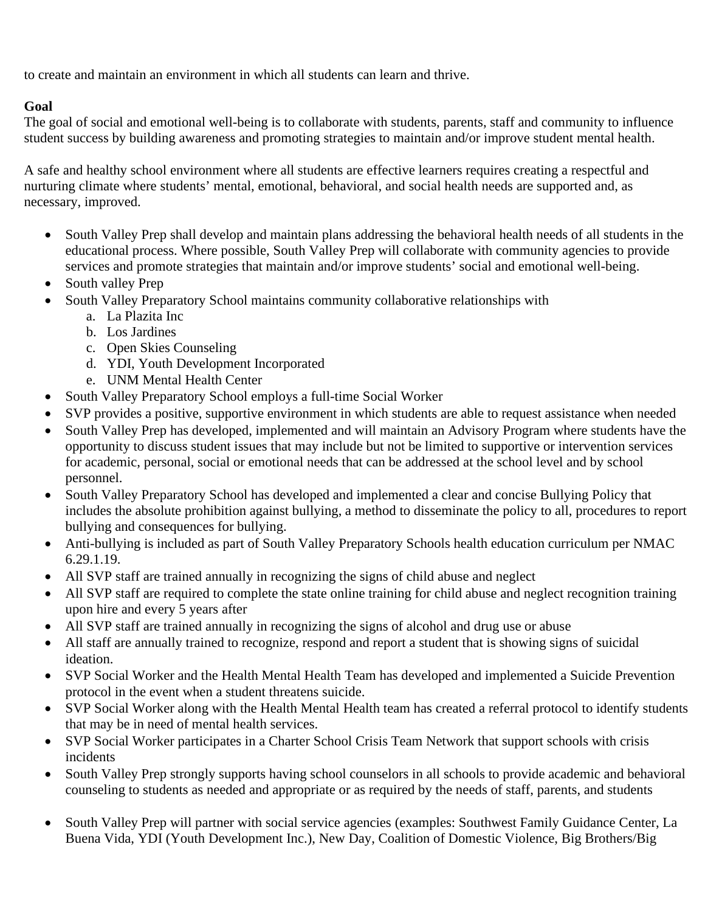to create and maintain an environment in which all students can learn and thrive.

**Goal**

The goal of social and emotional well-being is to collaborate with students, parents, staff and community to influence student success by building awareness and promoting strategies to maintain and/or improve student mental health.

A safe and healthy school environment where all students are effective learners requires creating a respectful and nurturing climate where students' mental, emotional, behavioral, and social health needs are supported and, as necessary, improved.

- South Valley Prep shall develop and maintain plans addressing the behavioral health needs of all students in the educational process. Where possible, South Valley Prep will collaborate with community agencies to provide services and promote strategies that maintain and/or improve students' social and emotional well-being.
- South valley Prep
- South Valley Preparatory School maintains community collaborative relationships with
  a. La Plazita Inc
  b. Los Jardines
  c. Open Skies Counseling
  d. YDI, Youth Development Incorporated
  e. UNM Mental Health Center
- South Valley Preparatory School employs a full-time Social Worker
- SVP provides a positive, supportive environment in which students are able to request assistance when needed
- South Valley Prep has developed, implemented and will maintain an Advisory Program where students have the opportunity to discuss student issues that may include but not be limited to supportive or intervention services for academic, personal, social or emotional needs that can be addressed at the school level and by school personnel.
- South Valley Preparatory School has developed and implemented a clear and concise Bullying Policy that includes the absolute prohibition against bullying, a method to disseminate the policy to all, procedures to report bullying and consequences for bullying.
- Anti-bullying is included as part of South Valley Preparatory Schools health education curriculum per NMAC 6.29.1.19.
- All SVP staff are trained annually in recognizing the signs of child abuse and neglect
- All SVP staff are required to complete the state online training for child abuse and neglect recognition training upon hire and every 5 years after
- All SVP staff are trained annually in recognizing the signs of alcohol and drug use or abuse
- All staff are annually trained to recognize, respond and report a student that is showing signs of suicidal ideation.
- SVP Social Worker and the Health Mental Health Team has developed and implemented a Suicide Prevention protocol in the event when a student threatens suicide.
- SVP Social Worker along with the Health Mental Health team has created a referral protocol to identify students that may be in need of mental health services.
- SVP Social Worker participates in a Charter School Crisis Team Network that support schools with crisis incidents
- South Valley Prep strongly supports having school counselors in all schools to provide academic and behavioral counseling to students as needed and appropriate or as required by the needs of staff, parents, and students
- South Valley Prep will partner with social service agencies (examples: Southwest Family Guidance Center, La Buena Vida, YDI (Youth Development Inc.), New Day, Coalition of Domestic Violence, Big Brothers/Big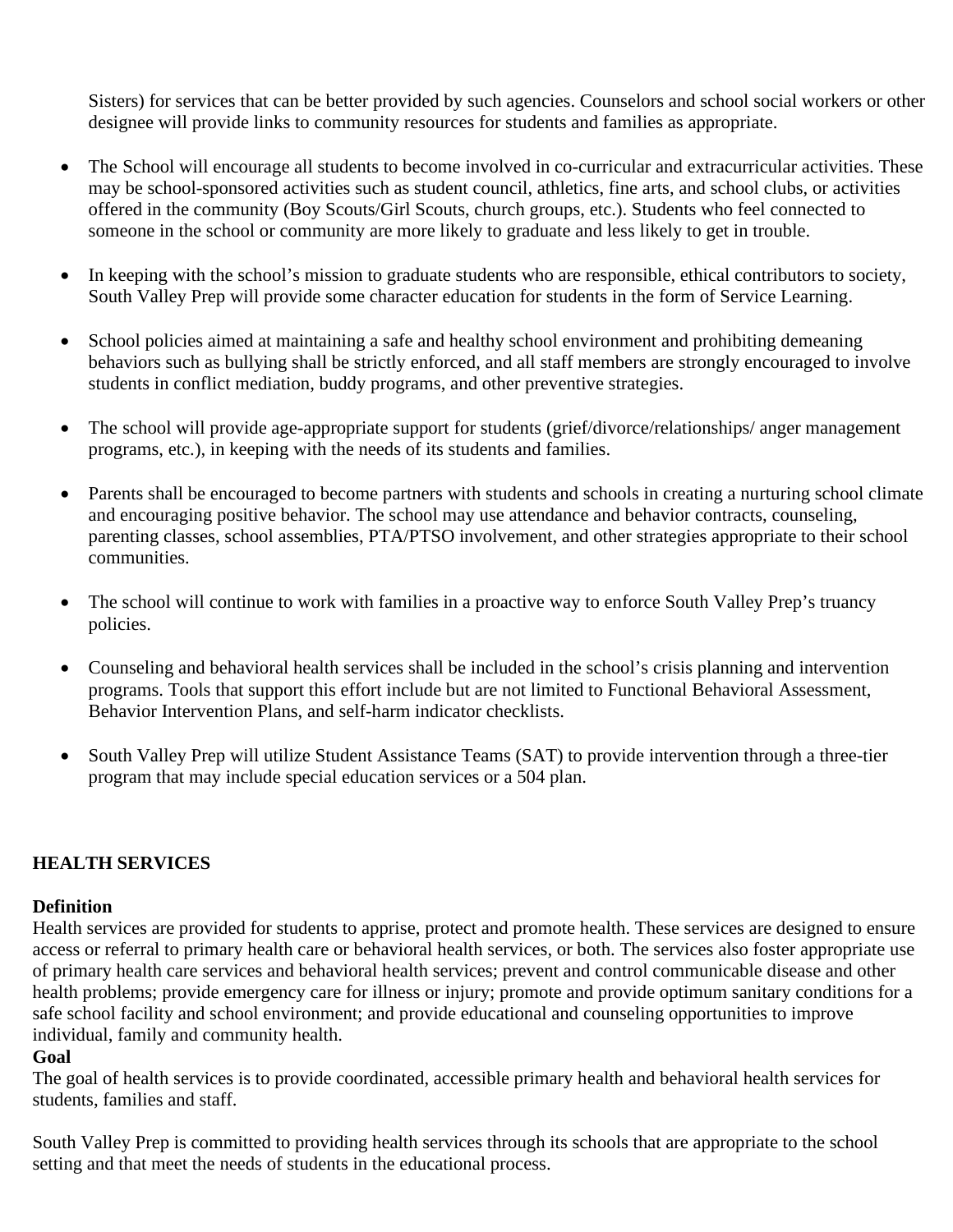Sisters) for services that can be better provided by such agencies. Counselors and school social workers or other designee will provide links to community resources for students and families as appropriate.

- The School will encourage all students to become involved in co-curricular and extracurricular activities. These may be school-sponsored activities such as student council, athletics, fine arts, and school clubs, or activities offered in the community (Boy Scouts/Girl Scouts, church groups, etc.). Students who feel connected to someone in the school or community are more likely to graduate and less likely to get in trouble.

- In keeping with the school's mission to graduate students who are responsible, ethical contributors to society, South Valley Prep will provide some character education for students in the form of Service Learning.

- School policies aimed at maintaining a safe and healthy school environment and prohibiting demeaning behaviors such as bullying shall be strictly enforced, and all staff members are strongly encouraged to involve students in conflict mediation, buddy programs, and other preventive strategies.

- The school will provide age-appropriate support for students (grief/divorce/relationships/ anger management programs, etc.), in keeping with the needs of its students and families.

- Parents shall be encouraged to become partners with students and schools in creating a nurturing school climate and encouraging positive behavior. The school may use attendance and behavior contracts, counseling, parenting classes, school assemblies, PTA/PTSO involvement, and other strategies appropriate to their school communities.

- The school will continue to work with families in a proactive way to enforce South Valley Prep's truancy policies.

- Counseling and behavioral health services shall be included in the school's crisis planning and intervention programs. Tools that support this effort include but are not limited to Functional Behavioral Assessment, Behavior Intervention Plans, and self-harm indicator checklists.

- South Valley Prep will utilize Student Assistance Teams (SAT) to provide intervention through a three-tier program that may include special education services or a 504 plan.

## HEALTH SERVICES

**Definition**

Health services are provided for students to apprise, protect and promote health. These services are designed to ensure access or referral to primary health care or behavioral health services, or both. The services also foster appropriate use of primary health care services and behavioral health services; prevent and control communicable disease and other health problems; provide emergency care for illness or injury; promote and provide optimum sanitary conditions for a safe school facility and school environment; and provide educational and counseling opportunities to improve individual, family and community health.

**Goal**

The goal of health services is to provide coordinated, accessible primary health and behavioral health services for students, families and staff.

South Valley Prep is committed to providing health services through its schools that are appropriate to the school setting and that meet the needs of students in the educational process.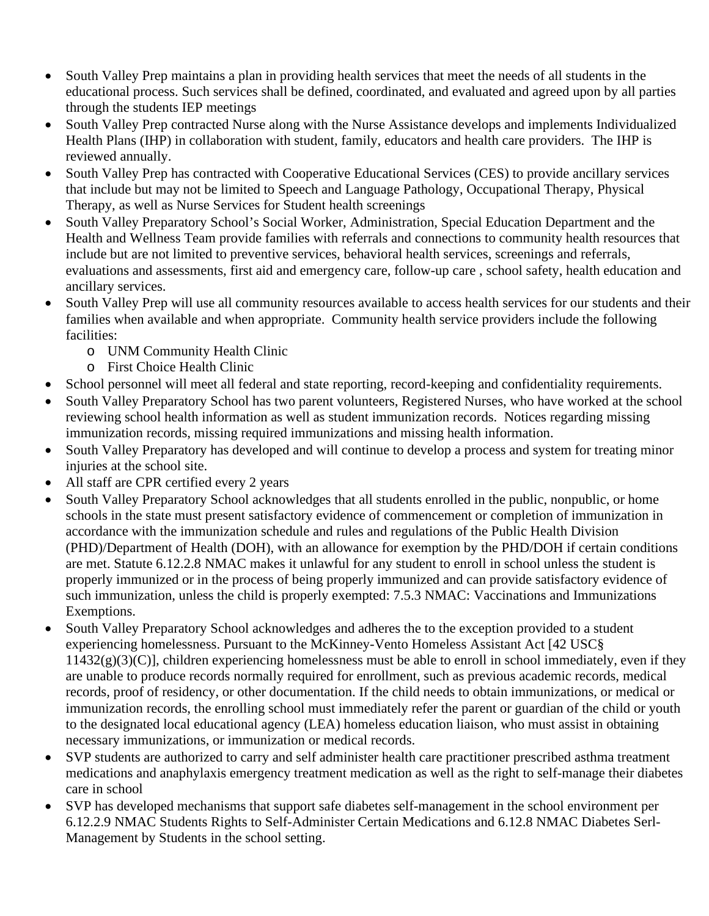- South Valley Prep maintains a plan in providing health services that meet the needs of all students in the educational process. Such services shall be defined, coordinated, and evaluated and agreed upon by all parties through the students IEP meetings
- South Valley Prep contracted Nurse along with the Nurse Assistance develops and implements Individualized Health Plans (IHP) in collaboration with student, family, educators and health care providers. The IHP is reviewed annually.
- South Valley Prep has contracted with Cooperative Educational Services (CES) to provide ancillary services that include but may not be limited to Speech and Language Pathology, Occupational Therapy, Physical Therapy, as well as Nurse Services for Student health screenings
- South Valley Preparatory School's Social Worker, Administration, Special Education Department and the Health and Wellness Team provide families with referrals and connections to community health resources that include but are not limited to preventive services, behavioral health services, screenings and referrals, evaluations and assessments, first aid and emergency care, follow-up care , school safety, health education and ancillary services.
- South Valley Prep will use all community resources available to access health services for our students and their families when available and when appropriate. Community health service providers include the following facilities:
  - UNM Community Health Clinic
  - First Choice Health Clinic
- School personnel will meet all federal and state reporting, record-keeping and confidentiality requirements.
- South Valley Preparatory School has two parent volunteers, Registered Nurses, who have worked at the school reviewing school health information as well as student immunization records. Notices regarding missing immunization records, missing required immunizations and missing health information.
- South Valley Preparatory has developed and will continue to develop a process and system for treating minor injuries at the school site.
- All staff are CPR certified every 2 years
- South Valley Preparatory School acknowledges that all students enrolled in the public, nonpublic, or home schools in the state must present satisfactory evidence of commencement or completion of immunization in accordance with the immunization schedule and rules and regulations of the Public Health Division (PHD)/Department of Health (DOH), with an allowance for exemption by the PHD/DOH if certain conditions are met. Statute 6.12.2.8 NMAC makes it unlawful for any student to enroll in school unless the student is properly immunized or in the process of being properly immunized and can provide satisfactory evidence of such immunization, unless the child is properly exempted: 7.5.3 NMAC: Vaccinations and Immunizations Exemptions.
- South Valley Preparatory School acknowledges and adheres the to the exception provided to a student experiencing homelessness. Pursuant to the McKinney-Vento Homeless Assistant Act [42 USC§ 11432(g)(3)(C)], children experiencing homelessness must be able to enroll in school immediately, even if they are unable to produce records normally required for enrollment, such as previous academic records, medical records, proof of residency, or other documentation. If the child needs to obtain immunizations, or medical or immunization records, the enrolling school must immediately refer the parent or guardian of the child or youth to the designated local educational agency (LEA) homeless education liaison, who must assist in obtaining necessary immunizations, or immunization or medical records.
- SVP students are authorized to carry and self administer health care practitioner prescribed asthma treatment medications and anaphylaxis emergency treatment medication as well as the right to self-manage their diabetes care in school
- SVP has developed mechanisms that support safe diabetes self-management in the school environment per 6.12.2.9 NMAC Students Rights to Self-Administer Certain Medications and 6.12.8 NMAC Diabetes Serl-Management by Students in the school setting.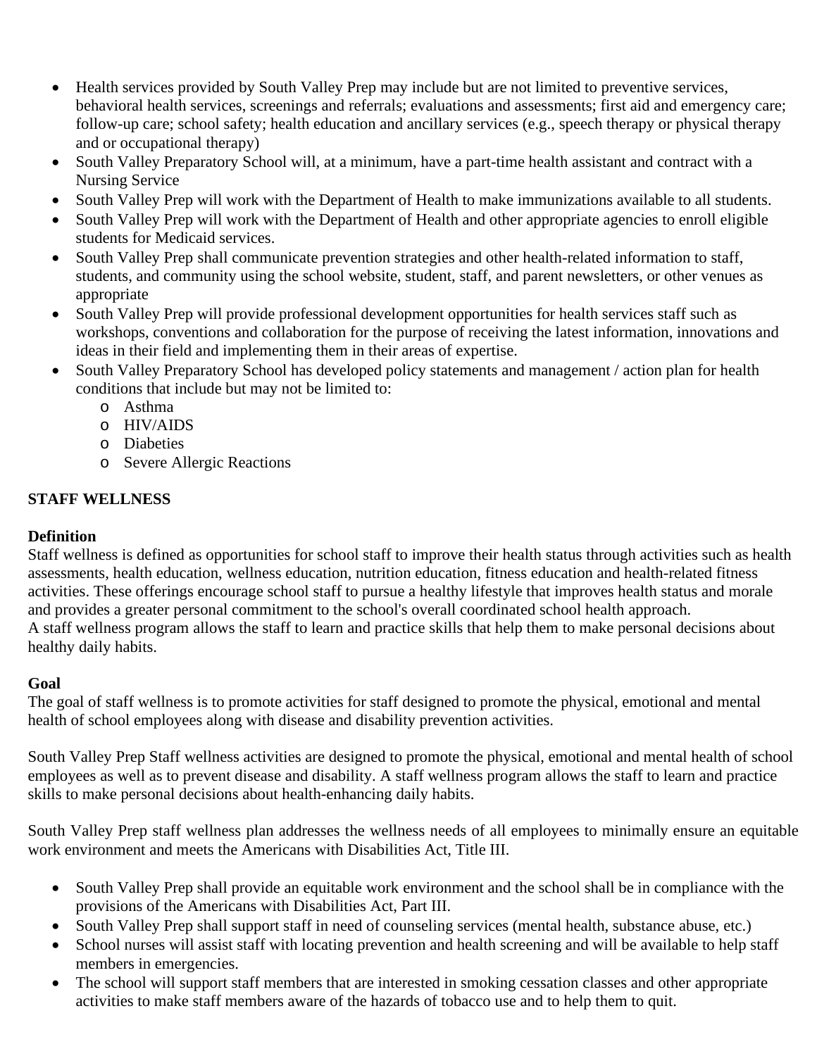- Health services provided by South Valley Prep may include but are not limited to preventive services, behavioral health services, screenings and referrals; evaluations and assessments; first aid and emergency care; follow-up care; school safety; health education and ancillary services (e.g., speech therapy or physical therapy and or occupational therapy)
- South Valley Preparatory School will, at a minimum, have a part-time health assistant and contract with a Nursing Service
- South Valley Prep will work with the Department of Health to make immunizations available to all students.
- South Valley Prep will work with the Department of Health and other appropriate agencies to enroll eligible students for Medicaid services.
- South Valley Prep shall communicate prevention strategies and other health-related information to staff, students, and community using the school website, student, staff, and parent newsletters, or other venues as appropriate
- South Valley Prep will provide professional development opportunities for health services staff such as workshops, conventions and collaboration for the purpose of receiving the latest information, innovations and ideas in their field and implementing them in their areas of expertise.
- South Valley Preparatory School has developed policy statements and management / action plan for health conditions that include but may not be limited to:
  - Asthma
  - HIV/AIDS
  - Diabeties
  - Severe Allergic Reactions

**STAFF WELLNESS**

**Definition**
Staff wellness is defined as opportunities for school staff to improve their health status through activities such as health assessments, health education, wellness education, nutrition education, fitness education and health-related fitness activities. These offerings encourage school staff to pursue a healthy lifestyle that improves health status and morale and provides a greater personal commitment to the school's overall coordinated school health approach.
A staff wellness program allows the staff to learn and practice skills that help them to make personal decisions about healthy daily habits.

**Goal**
The goal of staff wellness is to promote activities for staff designed to promote the physical, emotional and mental health of school employees along with disease and disability prevention activities.

South Valley Prep Staff wellness activities are designed to promote the physical, emotional and mental health of school employees as well as to prevent disease and disability. A staff wellness program allows the staff to learn and practice skills to make personal decisions about health-enhancing daily habits.

South Valley Prep staff wellness plan addresses the wellness needs of all employees to minimally ensure an equitable work environment and meets the Americans with Disabilities Act, Title III.

- South Valley Prep shall provide an equitable work environment and the school shall be in compliance with the provisions of the Americans with Disabilities Act, Part III.
- South Valley Prep shall support staff in need of counseling services (mental health, substance abuse, etc.)
- School nurses will assist staff with locating prevention and health screening and will be available to help staff members in emergencies.
- The school will support staff members that are interested in smoking cessation classes and other appropriate activities to make staff members aware of the hazards of tobacco use and to help them to quit.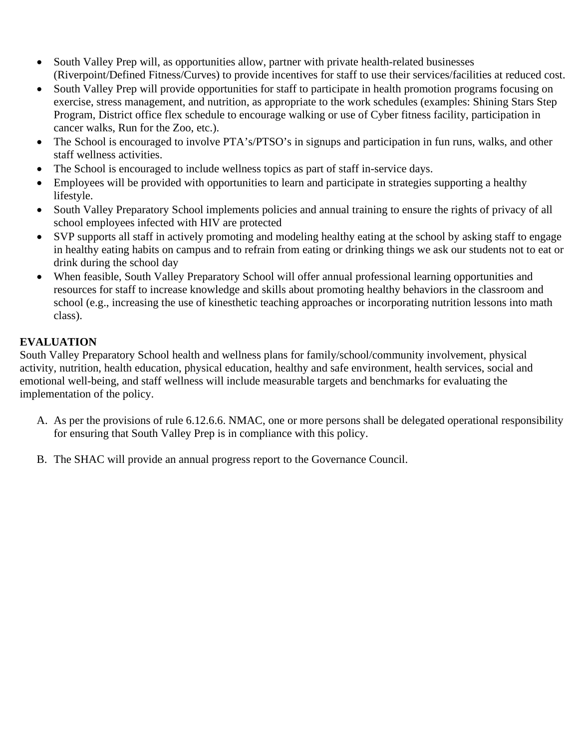- South Valley Prep will, as opportunities allow, partner with private health-related businesses (Riverpoint/Defined Fitness/Curves) to provide incentives for staff to use their services/facilities at reduced cost.
- South Valley Prep will provide opportunities for staff to participate in health promotion programs focusing on exercise, stress management, and nutrition, as appropriate to the work schedules (examples: Shining Stars Step Program, District office flex schedule to encourage walking or use of Cyber fitness facility, participation in cancer walks, Run for the Zoo, etc.).
- The School is encouraged to involve PTA's/PTSO's in signups and participation in fun runs, walks, and other staff wellness activities.
- The School is encouraged to include wellness topics as part of staff in-service days.
- Employees will be provided with opportunities to learn and participate in strategies supporting a healthy lifestyle.
- South Valley Preparatory School implements policies and annual training to ensure the rights of privacy of all school employees infected with HIV are protected
- SVP supports all staff in actively promoting and modeling healthy eating at the school by asking staff to engage in healthy eating habits on campus and to refrain from eating or drinking things we ask our students not to eat or drink during the school day
- When feasible, South Valley Preparatory School will offer annual professional learning opportunities and resources for staff to increase knowledge and skills about promoting healthy behaviors in the classroom and school (e.g., increasing the use of kinesthetic teaching approaches or incorporating nutrition lessons into math class).

**EVALUATION**

South Valley Preparatory School health and wellness plans for family/school/community involvement, physical activity, nutrition, health education, physical education, healthy and safe environment, health services, social and emotional well-being, and staff wellness will include measurable targets and benchmarks for evaluating the implementation of the policy.

A. As per the provisions of rule 6.12.6.6. NMAC, one or more persons shall be delegated operational responsibility for ensuring that South Valley Prep is in compliance with this policy.

B. The SHAC will provide an annual progress report to the Governance Council.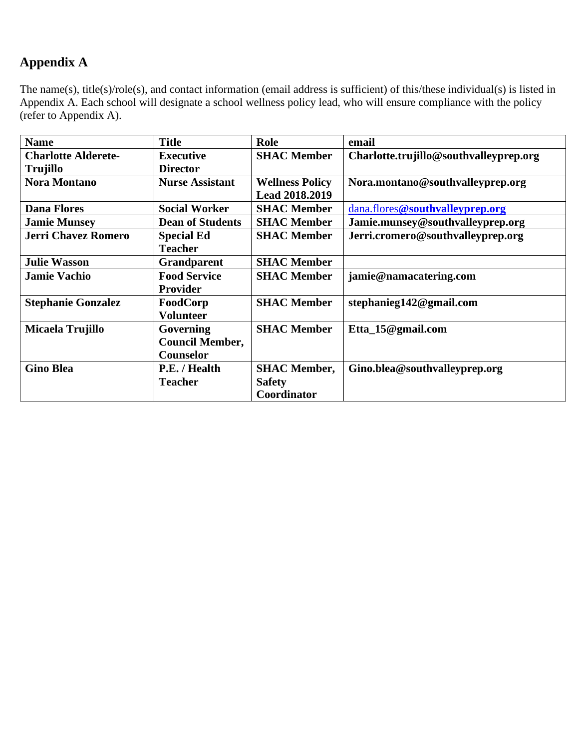## Appendix A

The name(s), title(s)/role(s), and contact information (email address is sufficient) of this/these individual(s) is listed in Appendix A. Each school will designate a school wellness policy lead, who will ensure compliance with the policy (refer to Appendix A).

| Name | Title | Role | email |
|---|---|---|---|
| **Charlotte Alderete-Trujillo** | **Executive Director** | **SHAC Member** | **Charlotte.trujillo@southvalleyprep.org** |
| **Nora Montano** | **Nurse Assistant** | **Wellness Policy Lead 2018.2019** | **Nora.montano@southvalleyprep.org** |
| **Dana Flores** | **Social Worker** | **SHAC Member** | dana.flores**@southvalleyprep.org** |
| **Jamie Munsey** | **Dean of Students** | **SHAC Member** | **Jamie.munsey@southvalleyprep.org** |
| **Jerri Chavez Romero** | **Special Ed Teacher** | **SHAC Member** | **Jerri.cromero@southvalleyprep.org** |
| **Julie Wasson** | **Grandparent** | **SHAC Member** | |
| **Jamie Vachio** | **Food Service Provider** | **SHAC Member** | **jamie@namacatering.com** |
| **Stephanie Gonzalez** | **FoodCorp Volunteer** | **SHAC Member** | **stephanieg142@gmail.com** |
| **Micaela Trujillo** | **Governing Council Member, Counselor** | **SHAC Member** | **Etta_15@gmail.com** |
| **Gino Blea** | **P.E. / Health Teacher** | **SHAC Member, Safety Coordinator** | **Gino.blea@southvalleyprep.org** |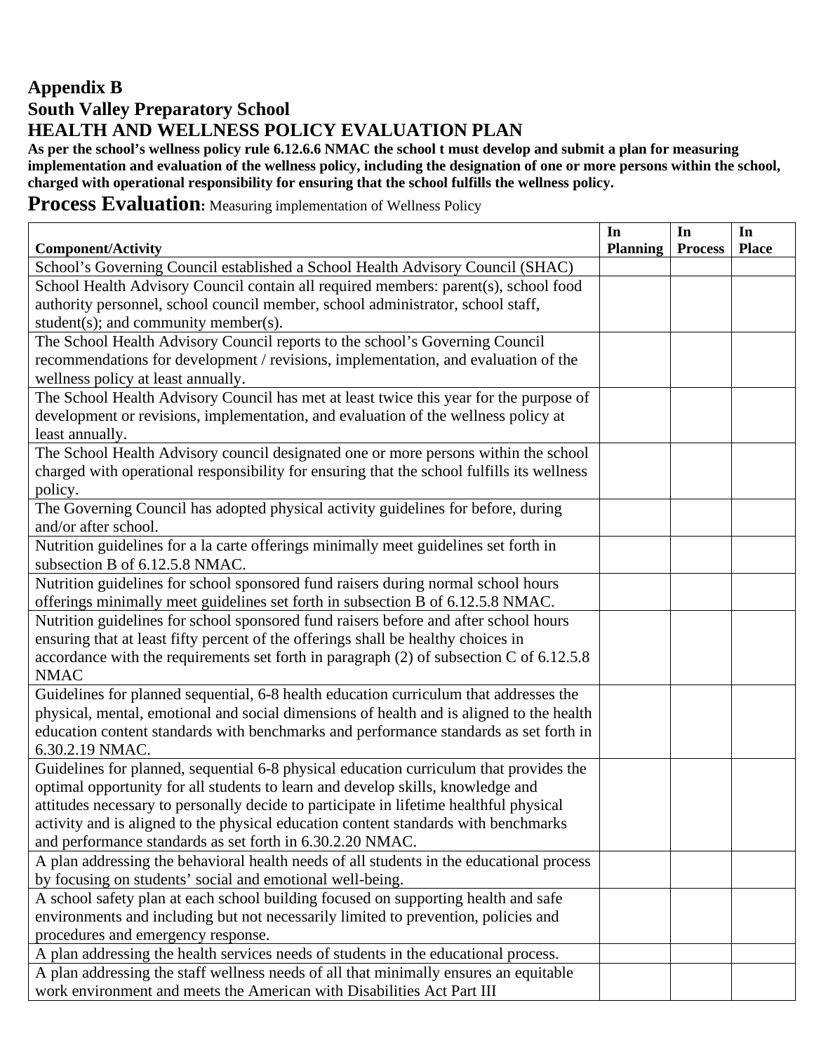# Appendix B
# South Valley Preparatory School
# HEALTH AND WELLNESS POLICY EVALUATION PLAN

**As per the school's wellness policy rule 6.12.6.6 NMAC the school t must develop and submit a plan for measuring implementation and evaluation of the wellness policy, including the designation of one or more persons within the school, charged with operational responsibility for ensuring that the school fulfills the wellness policy.**

## Process Evaluation: Measuring implementation of Wellness Policy

| Component/Activity | In Planning | In Process | In Place |
|---|---|---|---|
| School's Governing Council established a School Health Advisory Council (SHAC) | | | |
| School Health Advisory Council contain all required members: parent(s), school food authority personnel, school council member, school administrator, school staff, student(s); and community member(s). | | | |
| The School Health Advisory Council reports to the school's Governing Council recommendations for development / revisions, implementation, and evaluation of the wellness policy at least annually. | | | |
| The School Health Advisory Council has met at least twice this year for the purpose of development or revisions, implementation, and evaluation of the wellness policy at least annually. | | | |
| The School Health Advisory council designated one or more persons within the school charged with operational responsibility for ensuring that the school fulfills its wellness policy. | | | |
| The Governing Council has adopted physical activity guidelines for before, during and/or after school. | | | |
| Nutrition guidelines for a la carte offerings minimally meet guidelines set forth in subsection B of 6.12.5.8 NMAC. | | | |
| Nutrition guidelines for school sponsored fund raisers during normal school hours offerings minimally meet guidelines set forth in subsection B of 6.12.5.8 NMAC. | | | |
| Nutrition guidelines for school sponsored fund raisers before and after school hours ensuring that at least fifty percent of the offerings shall be healthy choices in accordance with the requirements set forth in paragraph (2) of subsection C of 6.12.5.8 NMAC | | | |
| Guidelines for planned sequential, 6-8 health education curriculum that addresses the physical, mental, emotional and social dimensions of health and is aligned to the health education content standards with benchmarks and performance standards as set forth in 6.30.2.19 NMAC. | | | |
| Guidelines for planned, sequential 6-8 physical education curriculum that provides the optimal opportunity for all students to learn and develop skills, knowledge and attitudes necessary to personally decide to participate in lifetime healthful physical activity and is aligned to the physical education content standards with benchmarks and performance standards as set forth in 6.30.2.20 NMAC. | | | |
| A plan addressing the behavioral health needs of all students in the educational process by focusing on students' social and emotional well-being. | | | |
| A school safety plan at each school building focused on supporting health and safe environments and including but not necessarily limited to prevention, policies and procedures and emergency response. | | | |
| A plan addressing the health services needs of students in the educational process. | | | |
| A plan addressing the staff wellness needs of all that minimally ensures an equitable work environment and meets the American with Disabilities Act Part III | | | |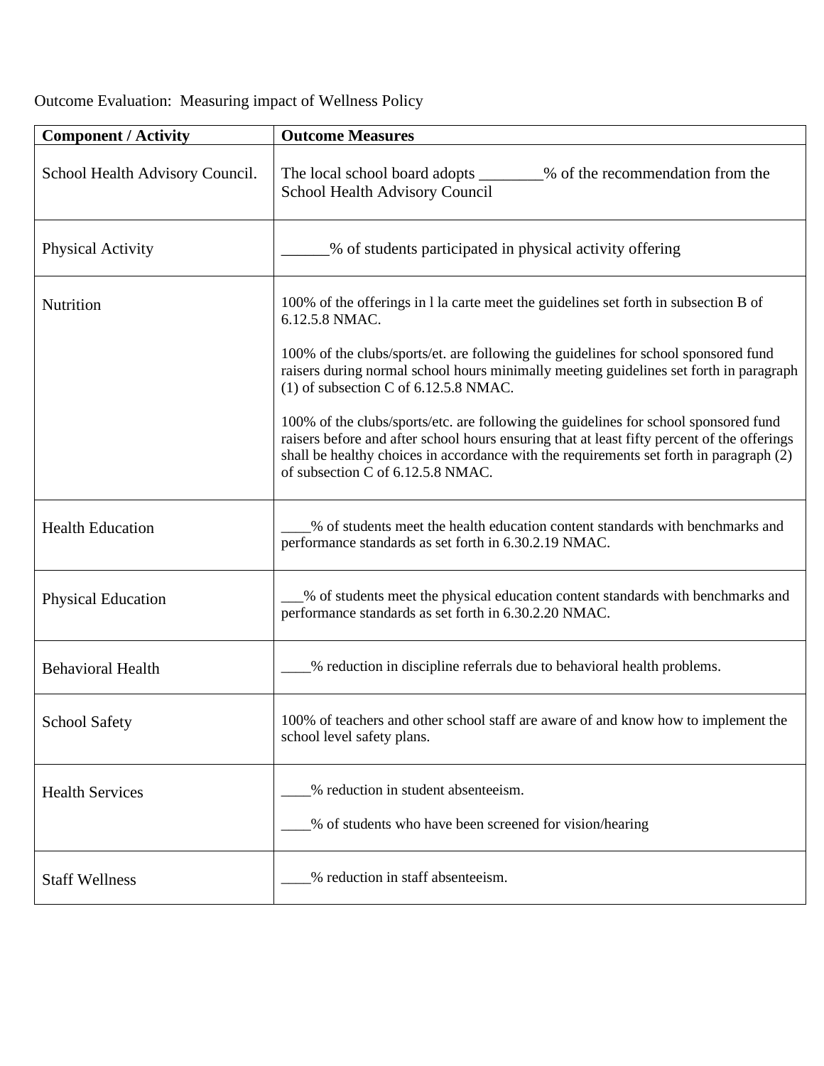Outcome Evaluation: Measuring impact of Wellness Policy

| Component / Activity | Outcome Measures |
|---|---|
| School Health Advisory Council. | The local school board adopts ________% of the recommendation from the School Health Advisory Council |
| Physical Activity | ______% of students participated in physical activity offering |
| Nutrition | 100% of the offerings in l la carte meet the guidelines set forth in subsection B of 6.12.5.8 NMAC.<br><br>100% of the clubs/sports/et. are following the guidelines for school sponsored fund raisers during normal school hours minimally meeting guidelines set forth in paragraph (1) of subsection C of 6.12.5.8 NMAC.<br><br>100% of the clubs/sports/etc. are following the guidelines for school sponsored fund raisers before and after school hours ensuring that at least fifty percent of the offerings shall be healthy choices in accordance with the requirements set forth in paragraph (2) of subsection C of 6.12.5.8 NMAC. |
| Health Education | ____% of students meet the health education content standards with benchmarks and performance standards as set forth in 6.30.2.19 NMAC. |
| Physical Education | ___% of students meet the physical education content standards with benchmarks and performance standards as set forth in 6.30.2.20 NMAC. |
| Behavioral Health | ____% reduction in discipline referrals due to behavioral health problems. |
| School Safety | 100% of teachers and other school staff are aware of and know how to implement the school level safety plans. |
| Health Services | ____% reduction in student absenteeism.<br><br>____% of students who have been screened for vision/hearing |
| Staff Wellness | ____% reduction in staff absenteeism. |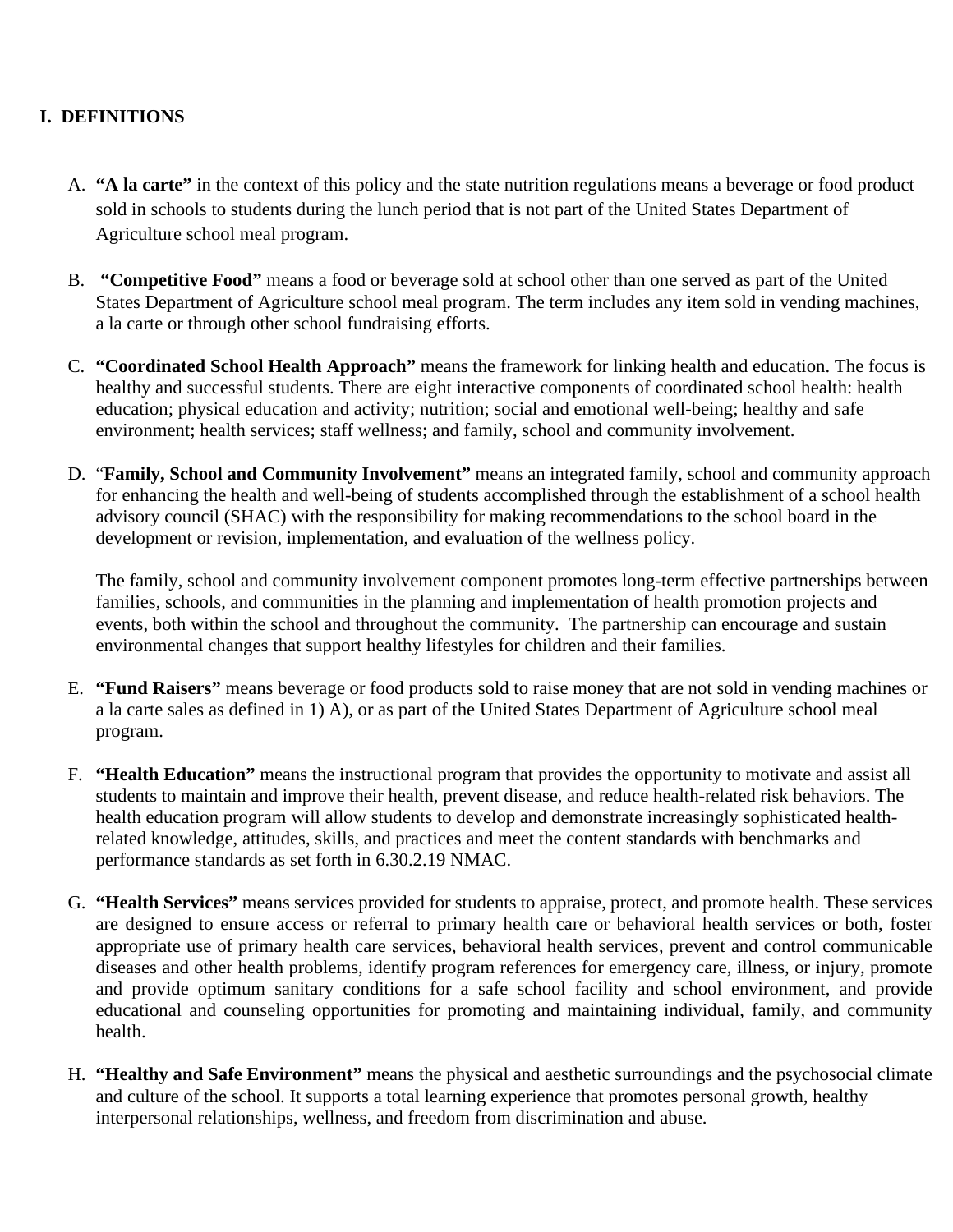## I. DEFINITIONS

A. **"A la carte"** in the context of this policy and the state nutrition regulations means a beverage or food product sold in schools to students during the lunch period that is not part of the United States Department of Agriculture school meal program.

B. **"Competitive Food"** means a food or beverage sold at school other than one served as part of the United States Department of Agriculture school meal program. The term includes any item sold in vending machines, a la carte or through other school fundraising efforts.

C. **"Coordinated School Health Approach"** means the framework for linking health and education. The focus is healthy and successful students. There are eight interactive components of coordinated school health: health education; physical education and activity; nutrition; social and emotional well-being; healthy and safe environment; health services; staff wellness; and family, school and community involvement.

D. "**Family, School and Community Involvement"** means an integrated family, school and community approach for enhancing the health and well-being of students accomplished through the establishment of a school health advisory council (SHAC) with the responsibility for making recommendations to the school board in the development or revision, implementation, and evaluation of the wellness policy.

   The family, school and community involvement component promotes long-term effective partnerships between families, schools, and communities in the planning and implementation of health promotion projects and events, both within the school and throughout the community. The partnership can encourage and sustain environmental changes that support healthy lifestyles for children and their families.

E. **"Fund Raisers"** means beverage or food products sold to raise money that are not sold in vending machines or a la carte sales as defined in 1) A), or as part of the United States Department of Agriculture school meal program.

F. **"Health Education"** means the instructional program that provides the opportunity to motivate and assist all students to maintain and improve their health, prevent disease, and reduce health-related risk behaviors. The health education program will allow students to develop and demonstrate increasingly sophisticated health-related knowledge, attitudes, skills, and practices and meet the content standards with benchmarks and performance standards as set forth in 6.30.2.19 NMAC.

G. **"Health Services"** means services provided for students to appraise, protect, and promote health. These services are designed to ensure access or referral to primary health care or behavioral health services or both, foster appropriate use of primary health care services, behavioral health services, prevent and control communicable diseases and other health problems, identify program references for emergency care, illness, or injury, promote and provide optimum sanitary conditions for a safe school facility and school environment, and provide educational and counseling opportunities for promoting and maintaining individual, family, and community health.

H. **"Healthy and Safe Environment"** means the physical and aesthetic surroundings and the psychosocial climate and culture of the school. It supports a total learning experience that promotes personal growth, healthy interpersonal relationships, wellness, and freedom from discrimination and abuse.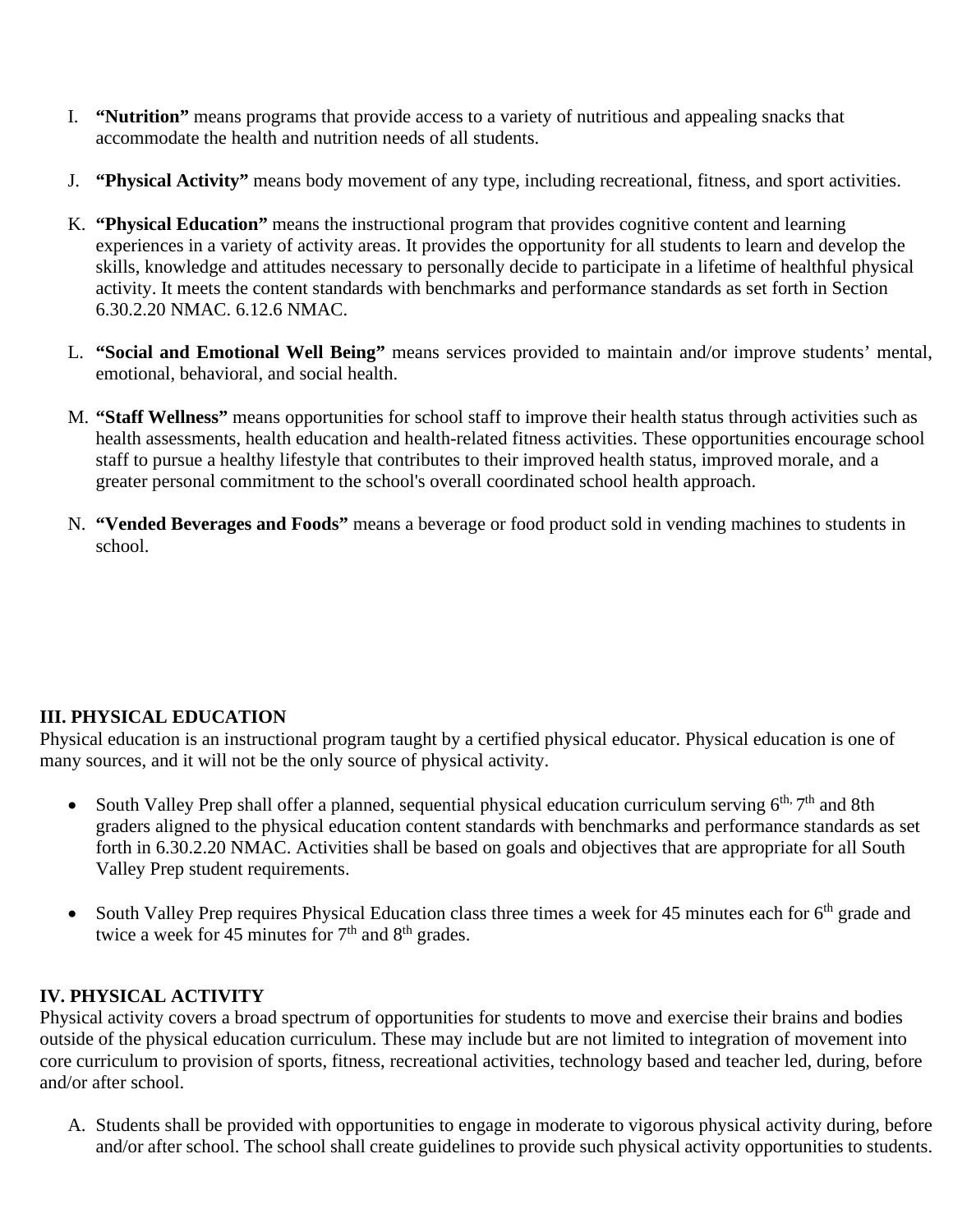I. **"Nutrition"** means programs that provide access to a variety of nutritious and appealing snacks that accommodate the health and nutrition needs of all students.

J. **"Physical Activity"** means body movement of any type, including recreational, fitness, and sport activities.

K. **"Physical Education"** means the instructional program that provides cognitive content and learning experiences in a variety of activity areas. It provides the opportunity for all students to learn and develop the skills, knowledge and attitudes necessary to personally decide to participate in a lifetime of healthful physical activity. It meets the content standards with benchmarks and performance standards as set forth in Section 6.30.2.20 NMAC. 6.12.6 NMAC.

L. **"Social and Emotional Well Being"** means services provided to maintain and/or improve students' mental, emotional, behavioral, and social health.

M. **"Staff Wellness"** means opportunities for school staff to improve their health status through activities such as health assessments, health education and health-related fitness activities. These opportunities encourage school staff to pursue a healthy lifestyle that contributes to their improved health status, improved morale, and a greater personal commitment to the school's overall coordinated school health approach.

N. **"Vended Beverages and Foods"** means a beverage or food product sold in vending machines to students in school.

**III. PHYSICAL EDUCATION**

Physical education is an instructional program taught by a certified physical educator. Physical education is one of many sources, and it will not be the only source of physical activity.

- South Valley Prep shall offer a planned, sequential physical education curriculum serving 6th, 7th and 8th graders aligned to the physical education content standards with benchmarks and performance standards as set forth in 6.30.2.20 NMAC. Activities shall be based on goals and objectives that are appropriate for all South Valley Prep student requirements.

- South Valley Prep requires Physical Education class three times a week for 45 minutes each for 6th grade and twice a week for 45 minutes for 7th and 8th grades.

**IV. PHYSICAL ACTIVITY**

Physical activity covers a broad spectrum of opportunities for students to move and exercise their brains and bodies outside of the physical education curriculum. These may include but are not limited to integration of movement into core curriculum to provision of sports, fitness, recreational activities, technology based and teacher led, during, before and/or after school.

A. Students shall be provided with opportunities to engage in moderate to vigorous physical activity during, before and/or after school. The school shall create guidelines to provide such physical activity opportunities to students.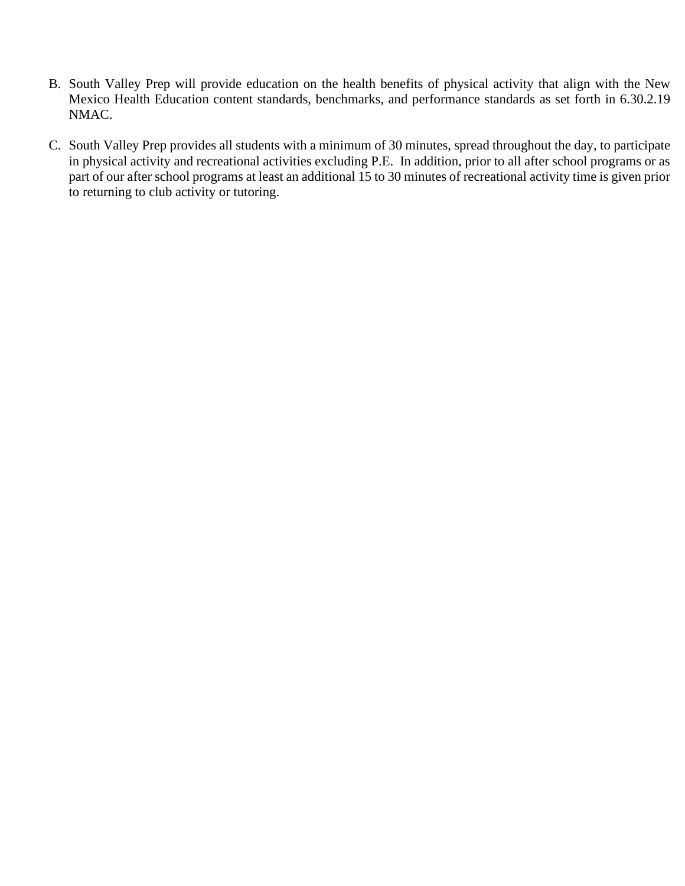B. South Valley Prep will provide education on the health benefits of physical activity that align with the New Mexico Health Education content standards, benchmarks, and performance standards as set forth in 6.30.2.19 NMAC.

C. South Valley Prep provides all students with a minimum of 30 minutes, spread throughout the day, to participate in physical activity and recreational activities excluding P.E. In addition, prior to all after school programs or as part of our after school programs at least an additional 15 to 30 minutes of recreational activity time is given prior to returning to club activity or tutoring.